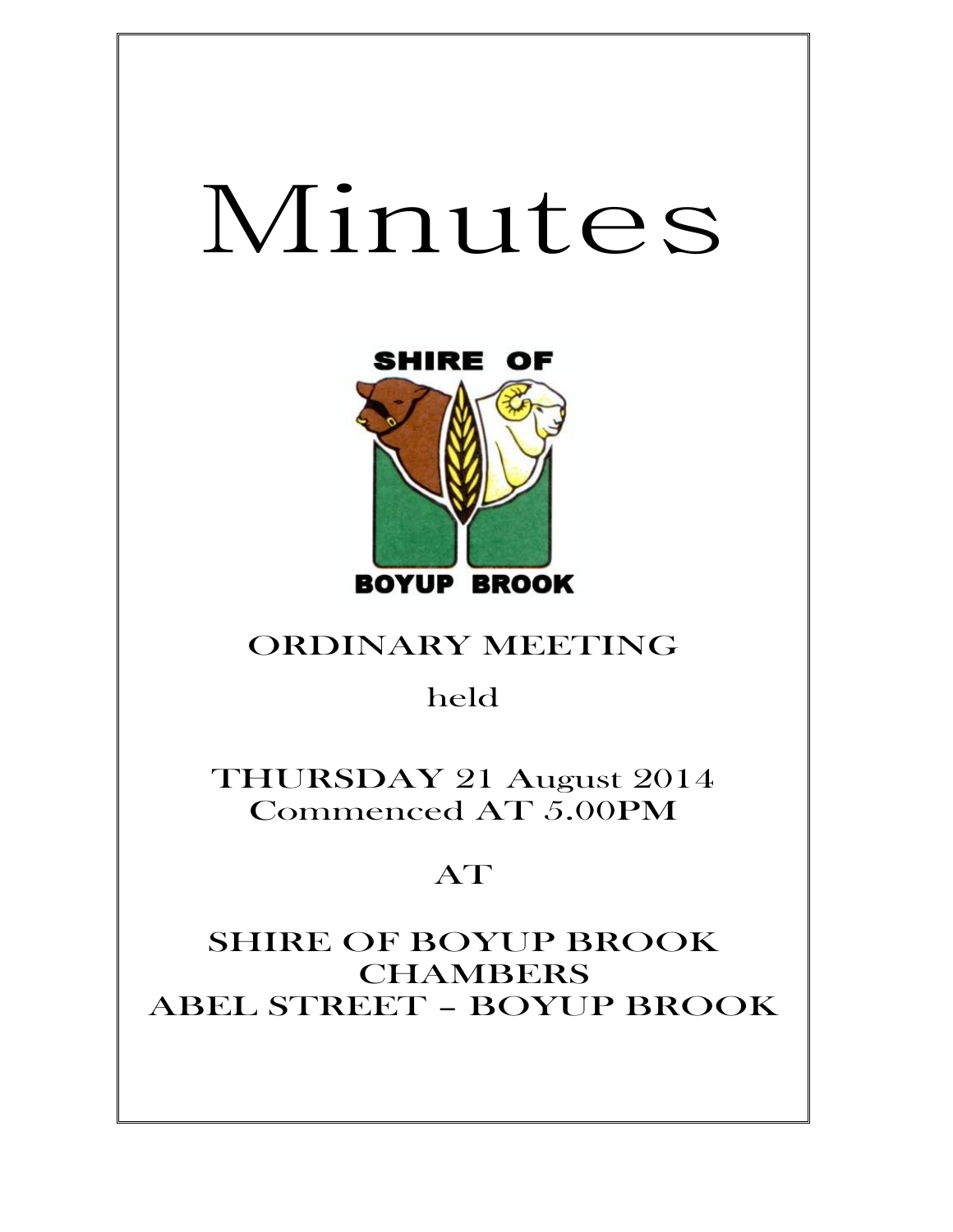# Minutes

SHIRE OF

BOYUP BROOK

ORDINARY MEETING

held

THURSDAY 21 August 2014
Commenced AT 5.00PM

AT

SHIRE OF BOYUP BROOK
CHAMBERS
ABEL STREET – BOYUP BROOK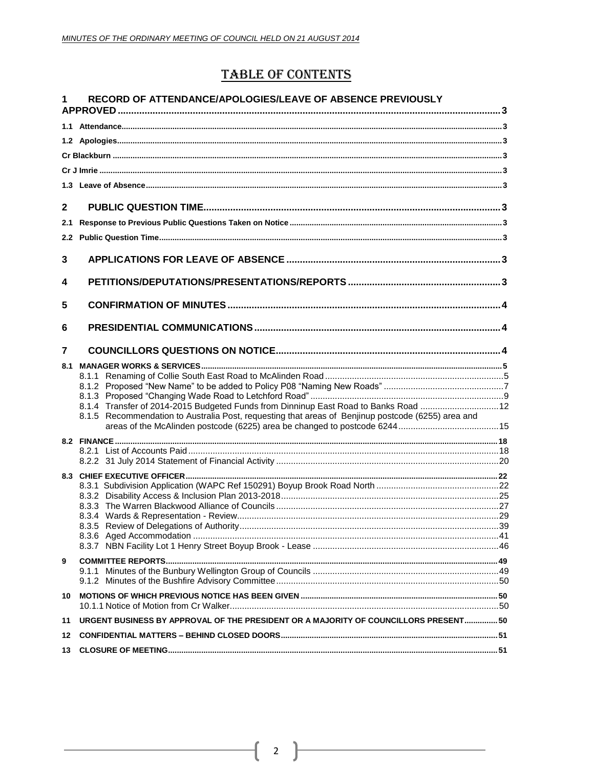# TABLE OF CONTENTS

**1 RECORD OF ATTENDANCE/APOLOGIES/LEAVE OF ABSENCE PREVIOUSLY APPROVED** .......... 3

**1.1 Attendance** .......... 3

**1.2 Apologies** .......... 3

**Cr Blackburn** .......... 3

**Cr J Imrie** .......... 3

**1.3 Leave of Absence** .......... 3

**2 PUBLIC QUESTION TIME** .......... 3

**2.1 Response to Previous Public Questions Taken on Notice** .......... 3

**2.2 Public Question Time** .......... 3

**3 APPLICATIONS FOR LEAVE OF ABSENCE** .......... 3

**4 PETITIONS/DEPUTATIONS/PRESENTATIONS/REPORTS** .......... 3

**5 CONFIRMATION OF MINUTES** .......... 4

**6 PRESIDENTIAL COMMUNICATIONS** .......... 4

**7 COUNCILLORS QUESTIONS ON NOTICE** .......... 4

**8.1 MANAGER WORKS & SERVICES** .......... 5

- 8.1.1 Renaming of Collie South East Road to McAlinden Road .......... 5
- 8.1.2 Proposed "New Name" to be added to Policy P08 "Naming New Roads" .......... 7
- 8.1.3 Proposed "Changing Wade Road to Letchford Road" .......... 9
- 8.1.4 Transfer of 2014-2015 Budgeted Funds from Dinninup East Road to Banks Road .......... 12
- 8.1.5 Recommendation to Australia Post, requesting that areas of Benjinup postcode (6255) area and areas of the McAlinden postcode (6225) area be changed to postcode 6244 .......... 15

**8.2 FINANCE** .......... 18

- 8.2.1 List of Accounts Paid .......... 18
- 8.2.2 31 July 2014 Statement of Financial Activity .......... 20

**8.3 CHIEF EXECUTIVE OFFICER** .......... 22

- 8.3.1 Subdivision Application (WAPC Ref 150291) Boyup Brook Road North .......... 22
- 8.3.2 Disability Access & Inclusion Plan 2013-2018 .......... 25
- 8.3.3 The Warren Blackwood Alliance of Councils .......... 27
- 8.3.4 Wards & Representation - Review .......... 29
- 8.3.5 Review of Delegations of Authority .......... 39
- 8.3.6 Aged Accommodation .......... 41
- 8.3.7 NBN Facility Lot 1 Henry Street Boyup Brook - Lease .......... 46

**9 COMMITTEE REPORTS** .......... 49

- 9.1.1 Minutes of the Bunbury Wellington Group of Councils .......... 49
- 9.1.2 Minutes of the Bushfire Advisory Committee .......... 50

**10 MOTIONS OF WHICH PREVIOUS NOTICE HAS BEEN GIVEN** .......... 50

- 10.1.1 Notice of Motion from Cr Walker .......... 50

**11 URGENT BUSINESS BY APPROVAL OF THE PRESIDENT OR A MAJORITY OF COUNCILLORS PRESENT** .......... 50

**12 CONFIDENTIAL MATTERS – BEHIND CLOSED DOORS** .......... 51

**13 CLOSURE OF MEETING** .......... 51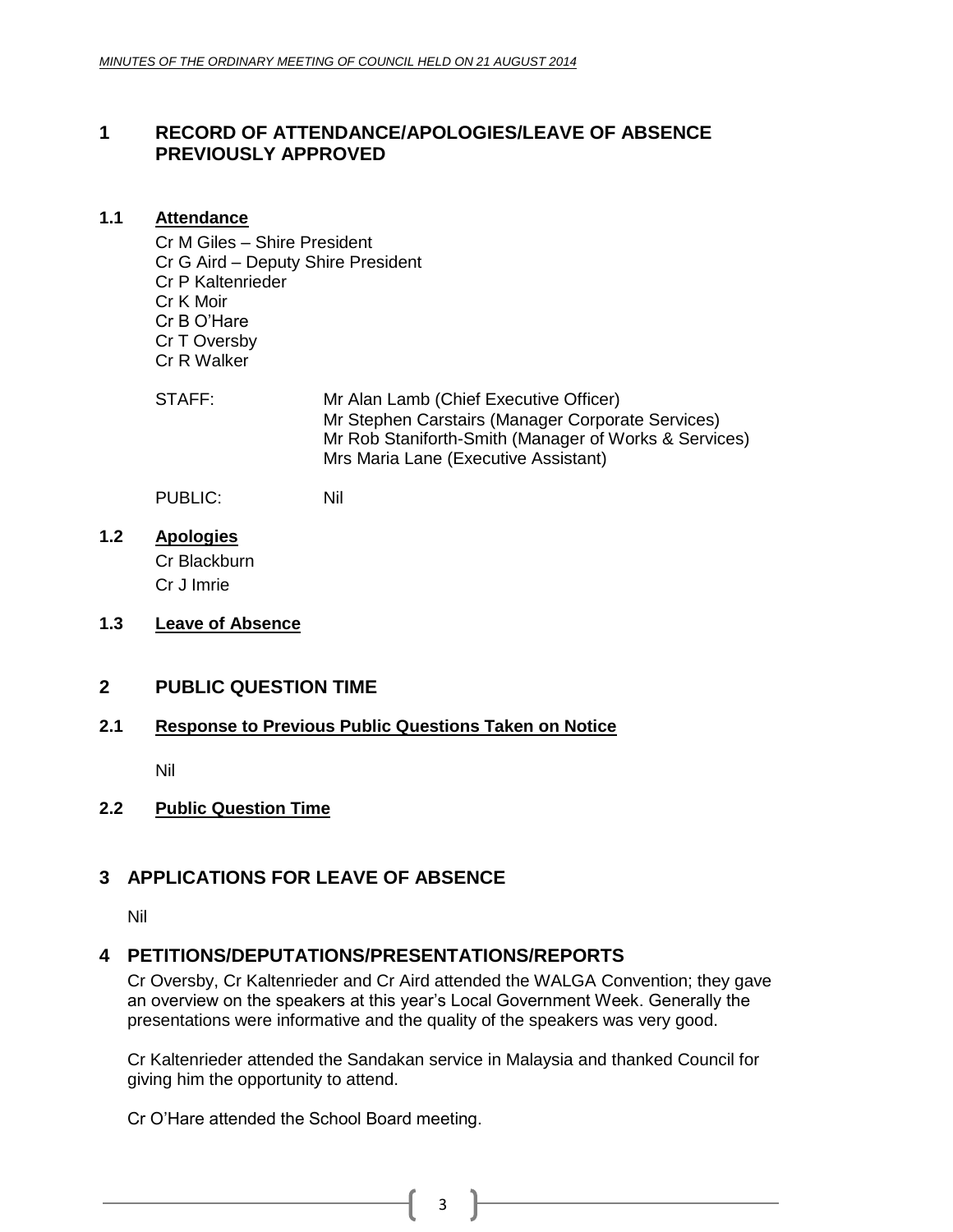# 1 RECORD OF ATTENDANCE/APOLOGIES/LEAVE OF ABSENCE PREVIOUSLY APPROVED

## 1.1 Attendance

Cr M Giles – Shire President
Cr G Aird – Deputy Shire President
Cr P Kaltenrieder
Cr K Moir
Cr B O'Hare
Cr T Oversby
Cr R Walker

STAFF: Mr Alan Lamb (Chief Executive Officer)
Mr Stephen Carstairs (Manager Corporate Services)
Mr Rob Staniforth-Smith (Manager of Works & Services)
Mrs Maria Lane (Executive Assistant)

PUBLIC: Nil

## 1.2 Apologies

Cr Blackburn
Cr J Imrie

## 1.3 Leave of Absence

# 2 PUBLIC QUESTION TIME

## 2.1 Response to Previous Public Questions Taken on Notice

Nil

## 2.2 Public Question Time

# 3 APPLICATIONS FOR LEAVE OF ABSENCE

Nil

# 4 PETITIONS/DEPUTATIONS/PRESENTATIONS/REPORTS

Cr Oversby, Cr Kaltenrieder and Cr Aird attended the WALGA Convention; they gave an overview on the speakers at this year's Local Government Week. Generally the presentations were informative and the quality of the speakers was very good.

Cr Kaltenrieder attended the Sandakan service in Malaysia and thanked Council for giving him the opportunity to attend.

Cr O'Hare attended the School Board meeting.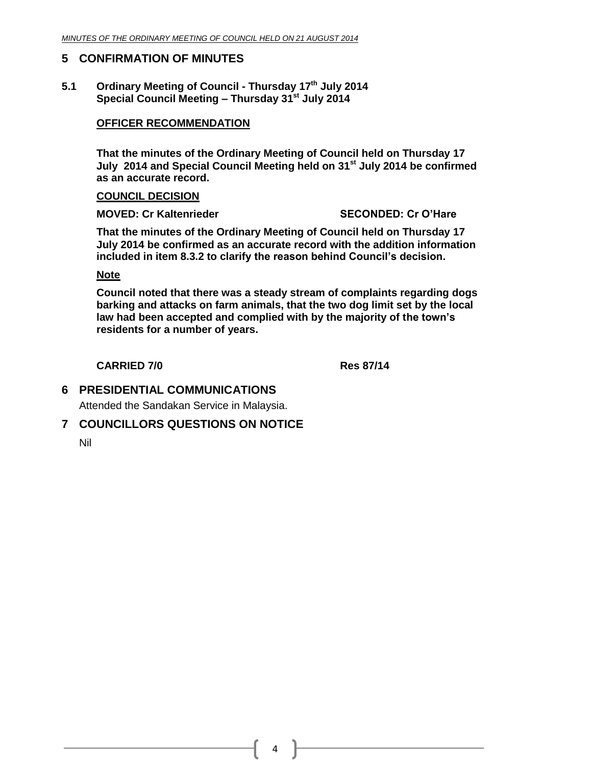# 5 CONFIRMATION OF MINUTES

## 5.1 Ordinary Meeting of Council - Thursday 17th July 2014 Special Council Meeting – Thursday 31st July 2014

**OFFICER RECOMMENDATION**

**That the minutes of the Ordinary Meeting of Council held on Thursday 17 July 2014 and Special Council Meeting held on 31st July 2014 be confirmed as an accurate record.**

**COUNCIL DECISION**

**MOVED: Cr Kaltenrieder SECONDED: Cr O'Hare**

**That the minutes of the Ordinary Meeting of Council held on Thursday 17 July 2014 be confirmed as an accurate record with the addition information included in item 8.3.2 to clarify the reason behind Council's decision.**

**Note**

**Council noted that there was a steady stream of complaints regarding dogs barking and attacks on farm animals, that the two dog limit set by the local law had been accepted and complied with by the majority of the town's residents for a number of years.**

**CARRIED 7/0 Res 87/14**

# 6 PRESIDENTIAL COMMUNICATIONS

Attended the Sandakan Service in Malaysia.

# 7 COUNCILLORS QUESTIONS ON NOTICE

Nil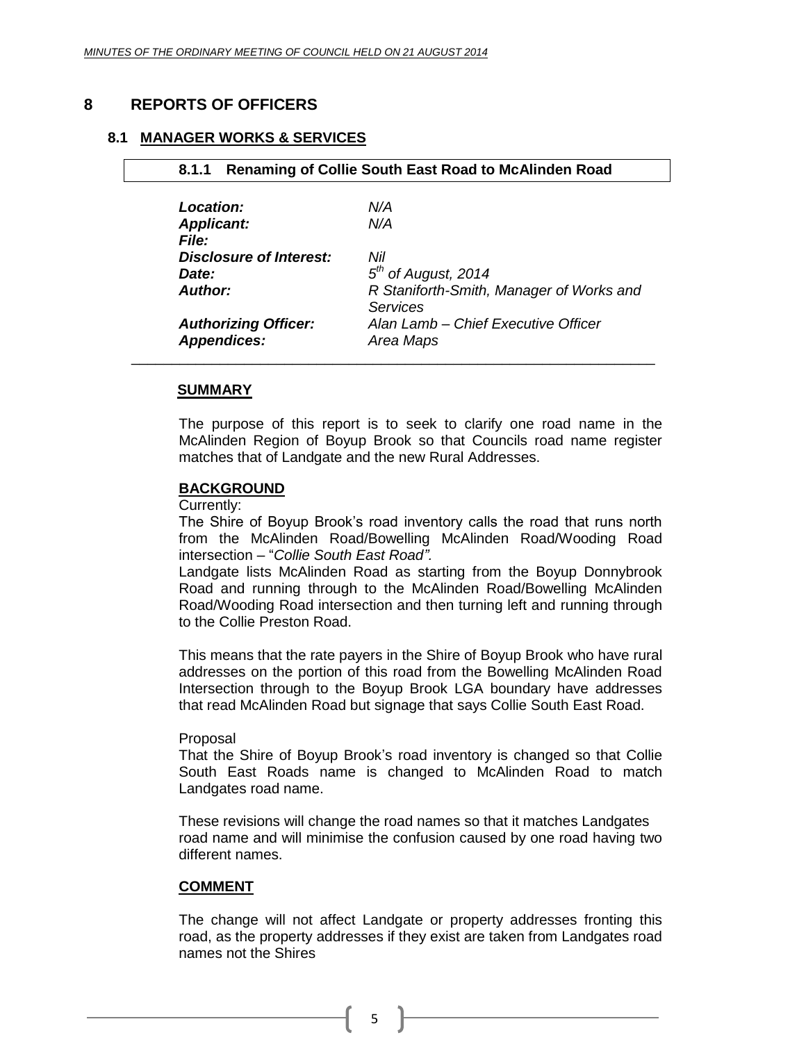# 8 REPORTS OF OFFICERS

## 8.1 MANAGER WORKS & SERVICES

### 8.1.1 Renaming of Collie South East Road to McAlinden Road

| | |
|---|---|
| ***Location:*** | *N/A* |
| ***Applicant:*** | *N/A* |
| ***File:*** | |
| ***Disclosure of Interest:*** | *Nil* |
| ***Date:*** | *5th of August, 2014* |
| ***Author:*** | *R Staniforth-Smith, Manager of Works and Services* |
| ***Authorizing Officer:*** | *Alan Lamb – Chief Executive Officer* |
| ***Appendices:*** | *Area Maps* |

**SUMMARY**

The purpose of this report is to seek to clarify one road name in the McAlinden Region of Boyup Brook so that Councils road name register matches that of Landgate and the new Rural Addresses.

**BACKGROUND**

Currently:

The Shire of Boyup Brook's road inventory calls the road that runs north from the McAlinden Road/Bowelling McAlinden Road/Wooding Road intersection – "*Collie South East Road".*

Landgate lists McAlinden Road as starting from the Boyup Donnybrook Road and running through to the McAlinden Road/Bowelling McAlinden Road/Wooding Road intersection and then turning left and running through to the Collie Preston Road.

This means that the rate payers in the Shire of Boyup Brook who have rural addresses on the portion of this road from the Bowelling McAlinden Road Intersection through to the Boyup Brook LGA boundary have addresses that read McAlinden Road but signage that says Collie South East Road.

Proposal

That the Shire of Boyup Brook's road inventory is changed so that Collie South East Roads name is changed to McAlinden Road to match Landgates road name.

These revisions will change the road names so that it matches Landgates road name and will minimise the confusion caused by one road having two different names.

**COMMENT**

The change will not affect Landgate or property addresses fronting this road, as the property addresses if they exist are taken from Landgates road names not the Shires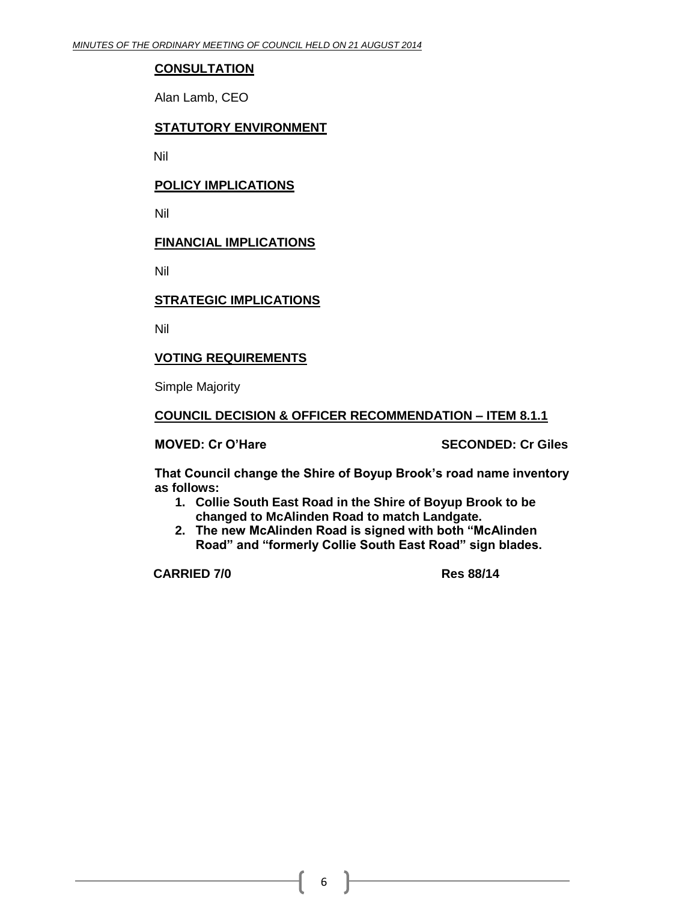**CONSULTATION**

Alan Lamb, CEO

**STATUTORY ENVIRONMENT**

Nil

**POLICY IMPLICATIONS**

Nil

**FINANCIAL IMPLICATIONS**

Nil

**STRATEGIC IMPLICATIONS**

Nil

**VOTING REQUIREMENTS**

Simple Majority

**COUNCIL DECISION & OFFICER RECOMMENDATION – ITEM 8.1.1**

**MOVED: Cr O'Hare** **SECONDED: Cr Giles**

**That Council change the Shire of Boyup Brook's road name inventory as follows:**

1. **Collie South East Road in the Shire of Boyup Brook to be changed to McAlinden Road to match Landgate.**
2. **The new McAlinden Road is signed with both "McAlinden Road" and "formerly Collie South East Road" sign blades.**

**CARRIED 7/0** **Res 88/14**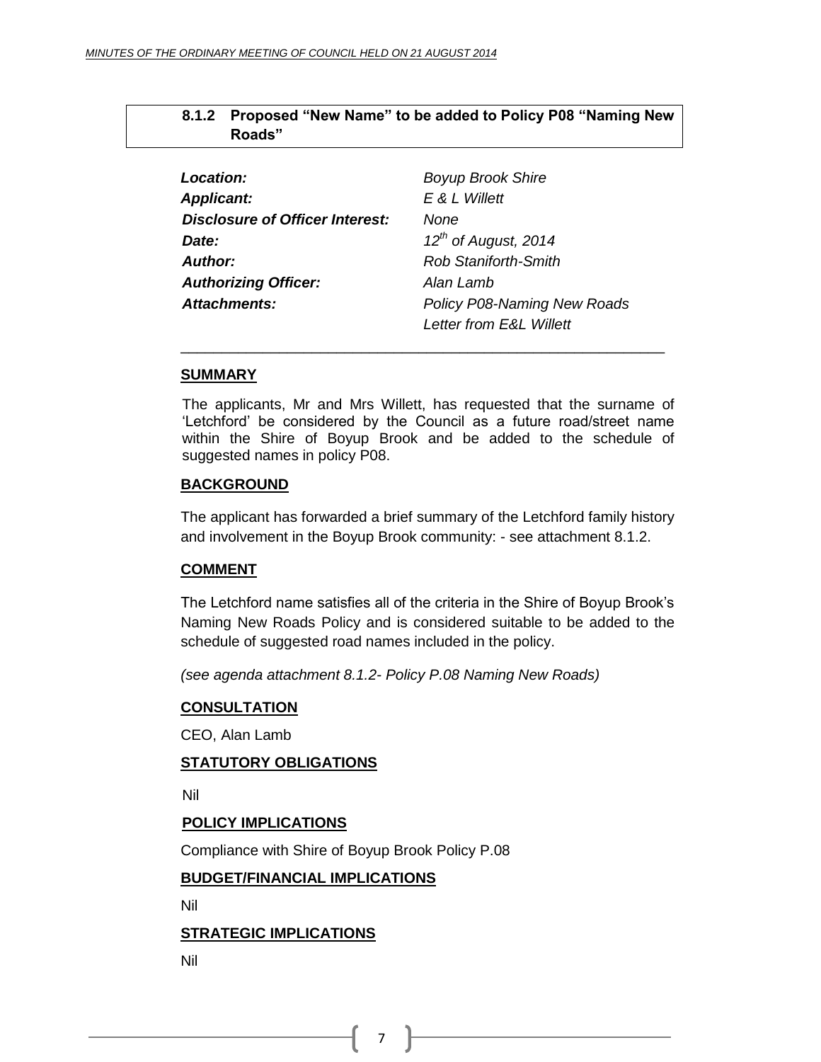## 8.1.2 Proposed "New Name" to be added to Policy P08 "Naming New Roads"

| | |
|---|---|
| ***Location:*** | *Boyup Brook Shire* |
| ***Applicant:*** | *E & L Willett* |
| ***Disclosure of Officer Interest:*** | *None* |
| ***Date:*** | *12th of August, 2014* |
| ***Author:*** | *Rob Staniforth-Smith* |
| ***Authorizing Officer:*** | *Alan Lamb* |
| ***Attachments:*** | *Policy P08-Naming New Roads* |
| | *Letter from E&L Willett* |

---

**SUMMARY**

The applicants, Mr and Mrs Willett, has requested that the surname of 'Letchford' be considered by the Council as a future road/street name within the Shire of Boyup Brook and be added to the schedule of suggested names in policy P08.

**BACKGROUND**

The applicant has forwarded a brief summary of the Letchford family history and involvement in the Boyup Brook community: - see attachment 8.1.2.

**COMMENT**

The Letchford name satisfies all of the criteria in the Shire of Boyup Brook's Naming New Roads Policy and is considered suitable to be added to the schedule of suggested road names included in the policy.

*(see agenda attachment 8.1.2- Policy P.08 Naming New Roads)*

**CONSULTATION**

CEO, Alan Lamb

**STATUTORY OBLIGATIONS**

Nil

**POLICY IMPLICATIONS**

Compliance with Shire of Boyup Brook Policy P.08

**BUDGET/FINANCIAL IMPLICATIONS**

Nil

**STRATEGIC IMPLICATIONS**

Nil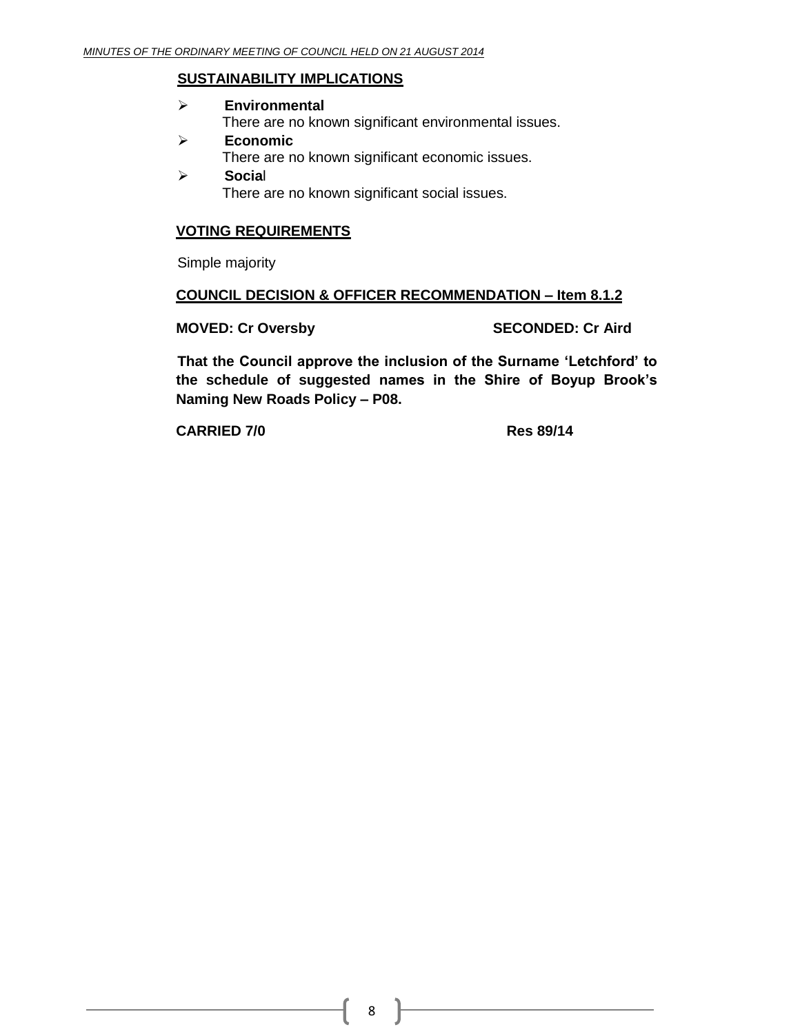**SUSTAINABILITY IMPLICATIONS**

- **Environmental**
  There are no known significant environmental issues.
- **Economic**
  There are no known significant economic issues.
- **Social**
  There are no known significant social issues.

**VOTING REQUIREMENTS**

Simple majority

**COUNCIL DECISION & OFFICER RECOMMENDATION – Item 8.1.2**

**MOVED: Cr Oversby** **SECONDED: Cr Aird**

**That the Council approve the inclusion of the Surname 'Letchford' to the schedule of suggested names in the Shire of Boyup Brook's Naming New Roads Policy – P08.**

**CARRIED 7/0** **Res 89/14**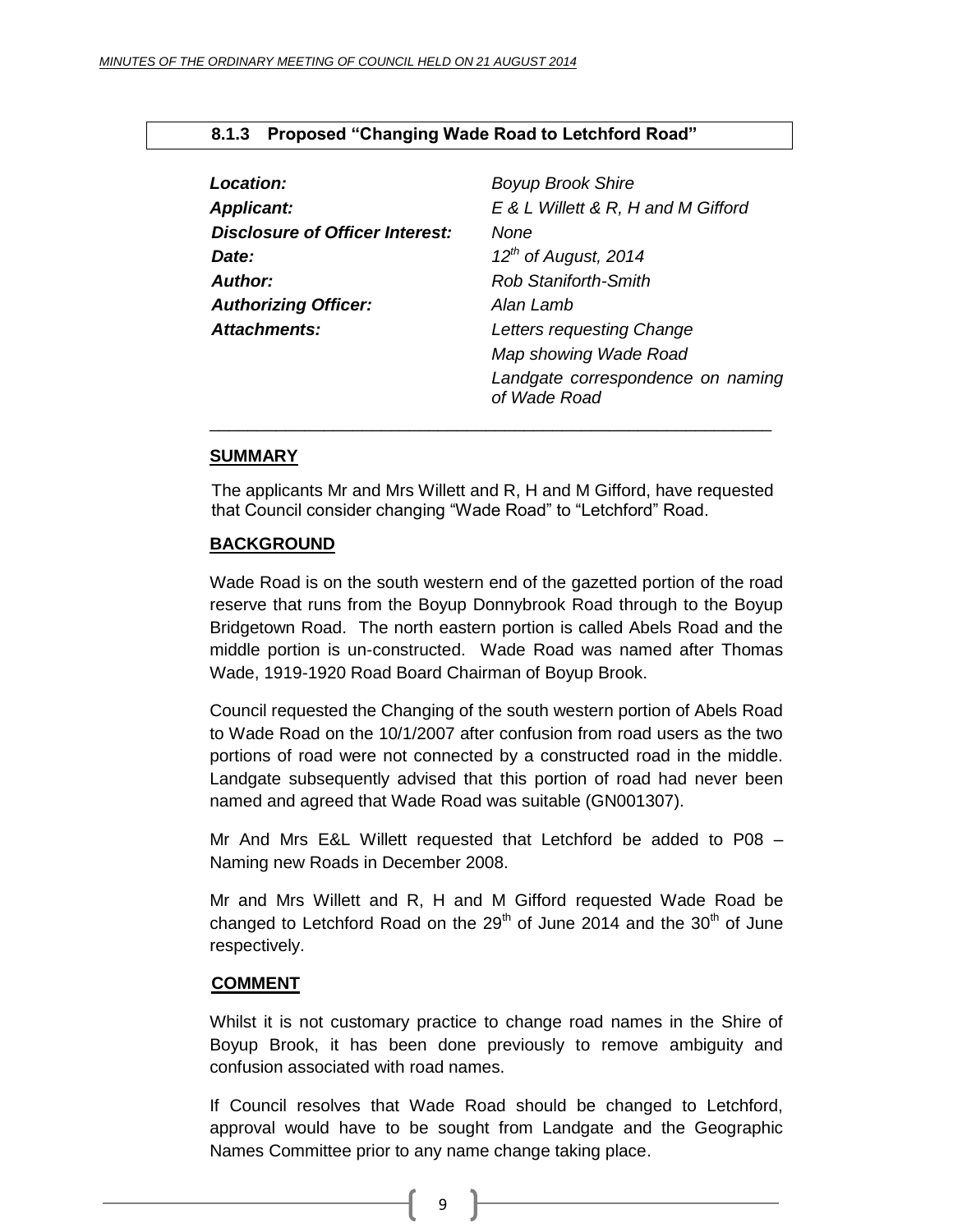### 8.1.3 Proposed "Changing Wade Road to Letchford Road"

| | |
|---|---|
| ***Location:*** | *Boyup Brook Shire* |
| ***Applicant:*** | *E & L Willett & R, H and M Gifford* |
| ***Disclosure of Officer Interest:*** | *None* |
| ***Date:*** | *12th of August, 2014* |
| ***Author:*** | *Rob Staniforth-Smith* |
| ***Authorizing Officer:*** | *Alan Lamb* |
| ***Attachments:*** | *Letters requesting Change* |
| | *Map showing Wade Road* |
| | *Landgate correspondence on naming of Wade Road* |

**SUMMARY**

The applicants Mr and Mrs Willett and R, H and M Gifford, have requested that Council consider changing "Wade Road" to "Letchford" Road.

**BACKGROUND**

Wade Road is on the south western end of the gazetted portion of the road reserve that runs from the Boyup Donnybrook Road through to the Boyup Bridgetown Road. The north eastern portion is called Abels Road and the middle portion is un-constructed. Wade Road was named after Thomas Wade, 1919-1920 Road Board Chairman of Boyup Brook.

Council requested the Changing of the south western portion of Abels Road to Wade Road on the 10/1/2007 after confusion from road users as the two portions of road were not connected by a constructed road in the middle. Landgate subsequently advised that this portion of road had never been named and agreed that Wade Road was suitable (GN001307).

Mr And Mrs E&L Willett requested that Letchford be added to P08 – Naming new Roads in December 2008.

Mr and Mrs Willett and R, H and M Gifford requested Wade Road be changed to Letchford Road on the 29th of June 2014 and the 30th of June respectively.

**COMMENT**

Whilst it is not customary practice to change road names in the Shire of Boyup Brook, it has been done previously to remove ambiguity and confusion associated with road names.

If Council resolves that Wade Road should be changed to Letchford, approval would have to be sought from Landgate and the Geographic Names Committee prior to any name change taking place.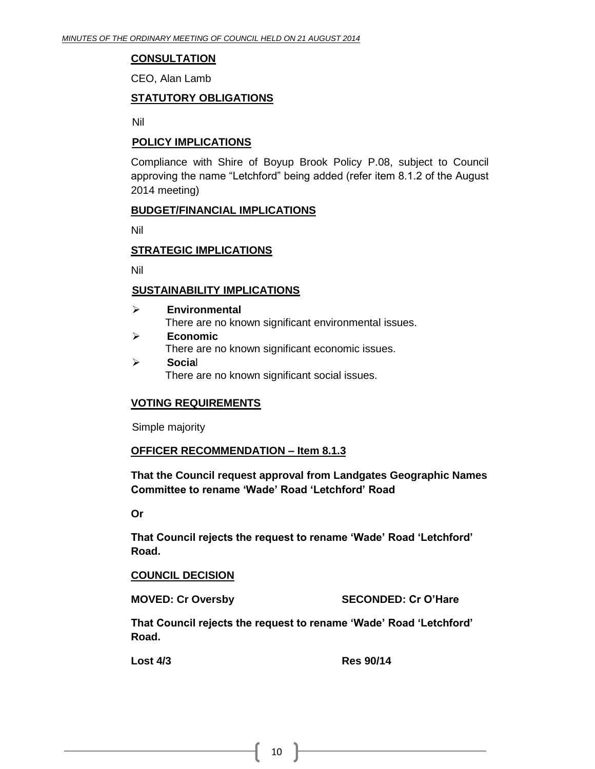**CONSULTATION**

CEO, Alan Lamb

**STATUTORY OBLIGATIONS**

Nil

**POLICY IMPLICATIONS**

Compliance with Shire of Boyup Brook Policy P.08, subject to Council approving the name "Letchford" being added (refer item 8.1.2 of the August 2014 meeting)

**BUDGET/FINANCIAL IMPLICATIONS**

Nil

**STRATEGIC IMPLICATIONS**

Nil

**SUSTAINABILITY IMPLICATIONS**

- **Environmental**
  There are no known significant environmental issues.
- **Economic**
  There are no known significant economic issues.
- **Social**
  There are no known significant social issues.

**VOTING REQUIREMENTS**

Simple majority

**OFFICER RECOMMENDATION – Item 8.1.3**

**That the Council request approval from Landgates Geographic Names Committee to rename 'Wade' Road 'Letchford' Road**

**Or**

**That Council rejects the request to rename 'Wade' Road 'Letchford' Road.**

**COUNCIL DECISION**

**MOVED: Cr Oversby** **SECONDED: Cr O'Hare**

**That Council rejects the request to rename 'Wade' Road 'Letchford' Road.**

**Lost 4/3** **Res 90/14**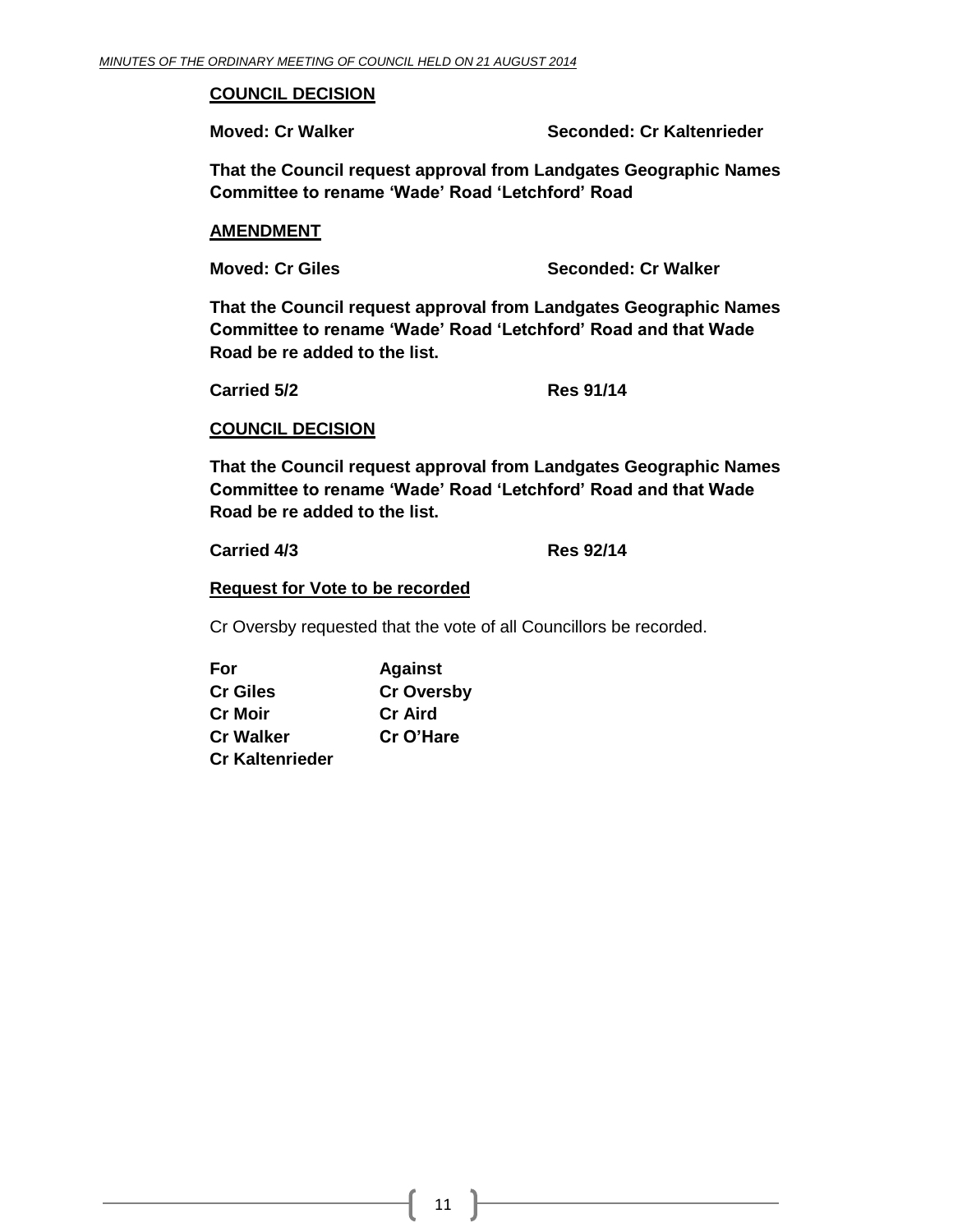**COUNCIL DECISION**

**Moved: Cr Walker** **Seconded: Cr Kaltenrieder**

**That the Council request approval from Landgates Geographic Names Committee to rename 'Wade' Road 'Letchford' Road**

**AMENDMENT**

**Moved: Cr Giles** **Seconded: Cr Walker**

**That the Council request approval from Landgates Geographic Names Committee to rename 'Wade' Road 'Letchford' Road and that Wade Road be re added to the list.**

**Carried 5/2** **Res 91/14**

**COUNCIL DECISION**

**That the Council request approval from Landgates Geographic Names Committee to rename 'Wade' Road 'Letchford' Road and that Wade Road be re added to the list.**

**Carried 4/3** **Res 92/14**

**Request for Vote to be recorded**

Cr Oversby requested that the vote of all Councillors be recorded.

| For | Against |
|---|---|
| Cr Giles | Cr Oversby |
| Cr Moir | Cr Aird |
| Cr Walker | Cr O'Hare |
| Cr Kaltenrieder | |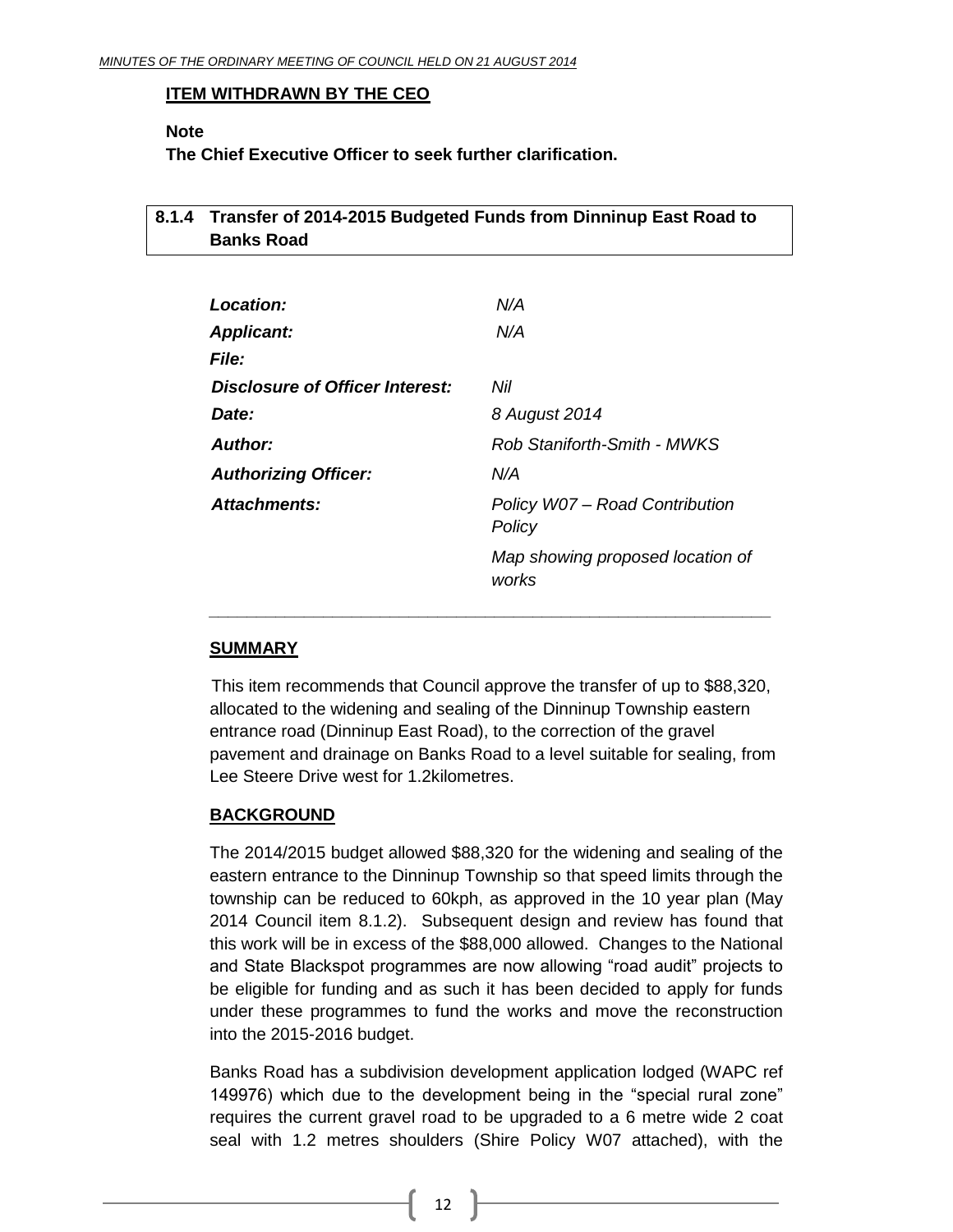**ITEM WITHDRAWN BY THE CEO**

**Note**
**The Chief Executive Officer to seek further clarification.**

## 8.1.4 Transfer of 2014-2015 Budgeted Funds from Dinninup East Road to Banks Road

| | |
|---|---|
| ***Location:*** | *N/A* |
| ***Applicant:*** | *N/A* |
| ***File:*** | |
| ***Disclosure of Officer Interest:*** | *Nil* |
| ***Date:*** | *8 August 2014* |
| ***Author:*** | *Rob Staniforth-Smith - MWKS* |
| ***Authorizing Officer:*** | *N/A* |
| ***Attachments:*** | *Policy W07 – Road Contribution Policy*<br>*Map showing proposed location of works* |

**SUMMARY**

This item recommends that Council approve the transfer of up to $88,320, allocated to the widening and sealing of the Dinninup Township eastern entrance road (Dinninup East Road), to the correction of the gravel pavement and drainage on Banks Road to a level suitable for sealing, from Lee Steere Drive west for 1.2kilometres.

**BACKGROUND**

The 2014/2015 budget allowed $88,320 for the widening and sealing of the eastern entrance to the Dinninup Township so that speed limits through the township can be reduced to 60kph, as approved in the 10 year plan (May 2014 Council item 8.1.2). Subsequent design and review has found that this work will be in excess of the $88,000 allowed. Changes to the National and State Blackspot programmes are now allowing "road audit" projects to be eligible for funding and as such it has been decided to apply for funds under these programmes to fund the works and move the reconstruction into the 2015-2016 budget.

Banks Road has a subdivision development application lodged (WAPC ref 149976) which due to the development being in the "special rural zone" requires the current gravel road to be upgraded to a 6 metre wide 2 coat seal with 1.2 metres shoulders (Shire Policy W07 attached), with the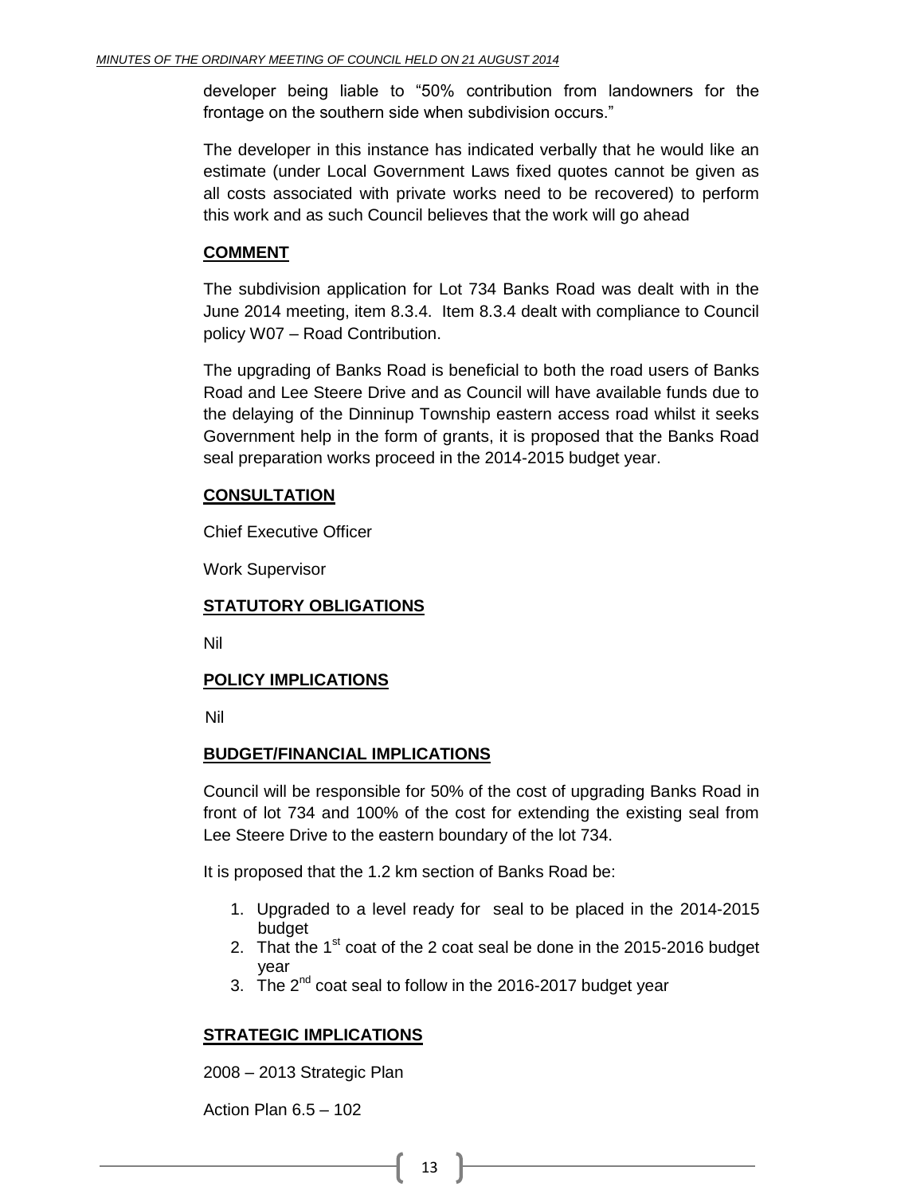developer being liable to "50% contribution from landowners for the frontage on the southern side when subdivision occurs."

The developer in this instance has indicated verbally that he would like an estimate (under Local Government Laws fixed quotes cannot be given as all costs associated with private works need to be recovered) to perform this work and as such Council believes that the work will go ahead

**COMMENT**

The subdivision application for Lot 734 Banks Road was dealt with in the June 2014 meeting, item 8.3.4. Item 8.3.4 dealt with compliance to Council policy W07 – Road Contribution.

The upgrading of Banks Road is beneficial to both the road users of Banks Road and Lee Steere Drive and as Council will have available funds due to the delaying of the Dinninup Township eastern access road whilst it seeks Government help in the form of grants, it is proposed that the Banks Road seal preparation works proceed in the 2014-2015 budget year.

**CONSULTATION**

Chief Executive Officer

Work Supervisor

**STATUTORY OBLIGATIONS**

Nil

**POLICY IMPLICATIONS**

Nil

**BUDGET/FINANCIAL IMPLICATIONS**

Council will be responsible for 50% of the cost of upgrading Banks Road in front of lot 734 and 100% of the cost for extending the existing seal from Lee Steere Drive to the eastern boundary of the lot 734.

It is proposed that the 1.2 km section of Banks Road be:

1. Upgraded to a level ready for seal to be placed in the 2014-2015 budget
2. That the 1st coat of the 2 coat seal be done in the 2015-2016 budget year
3. The 2nd coat seal to follow in the 2016-2017 budget year

**STRATEGIC IMPLICATIONS**

2008 – 2013 Strategic Plan

Action Plan 6.5 – 102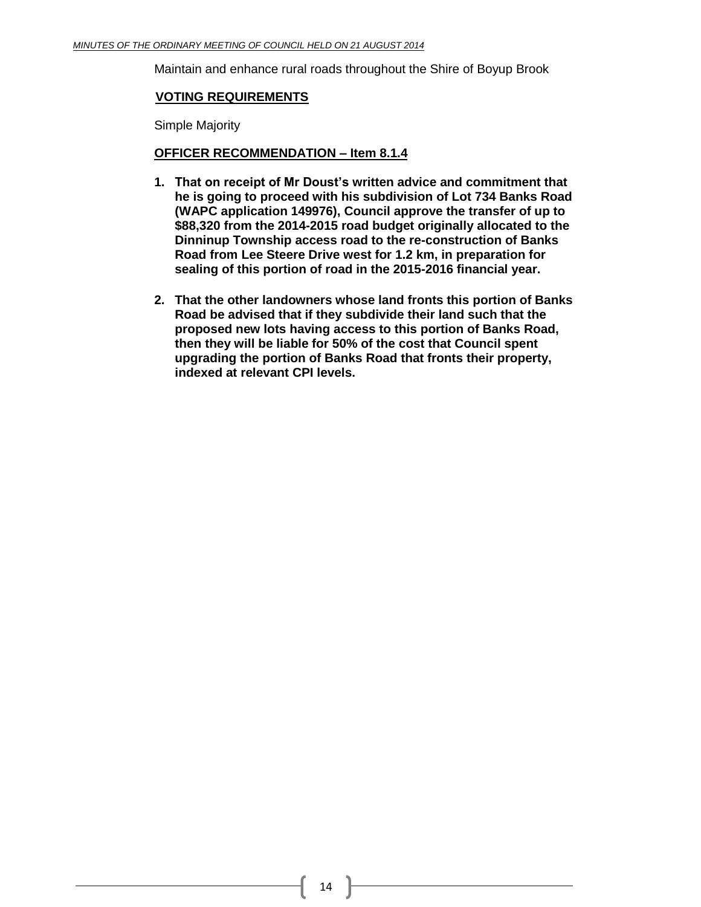Maintain and enhance rural roads throughout the Shire of Boyup Brook

## VOTING REQUIREMENTS

Simple Majority

## OFFICER RECOMMENDATION – Item 8.1.4

1. **That on receipt of Mr Doust's written advice and commitment that he is going to proceed with his subdivision of Lot 734 Banks Road (WAPC application 149976), Council approve the transfer of up to $88,320 from the 2014-2015 road budget originally allocated to the Dinninup Township access road to the re-construction of Banks Road from Lee Steere Drive west for 1.2 km, in preparation for sealing of this portion of road in the 2015-2016 financial year.**

2. **That the other landowners whose land fronts this portion of Banks Road be advised that if they subdivide their land such that the proposed new lots having access to this portion of Banks Road, then they will be liable for 50% of the cost that Council spent upgrading the portion of Banks Road that fronts their property, indexed at relevant CPI levels.**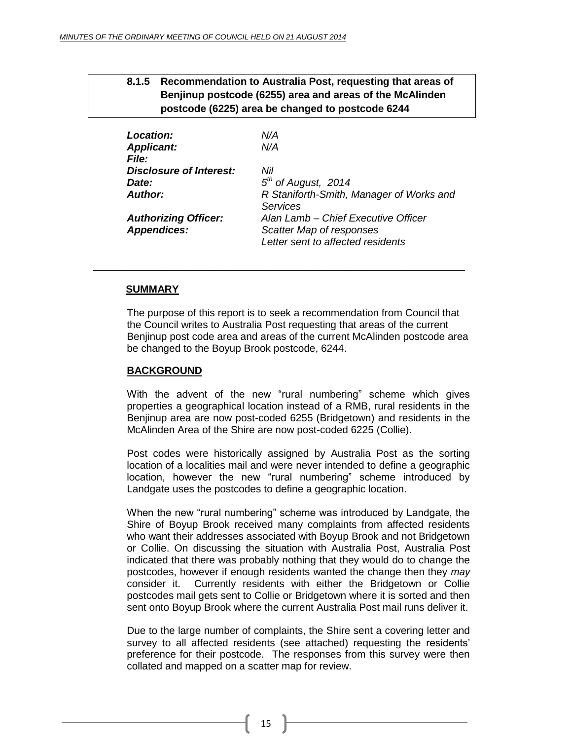## 8.1.5 Recommendation to Australia Post, requesting that areas of Benjinup postcode (6255) area and areas of the McAlinden postcode (6225) area be changed to postcode 6244

| | |
|---|---|
| ***Location:*** | *N/A* |
| ***Applicant:*** | *N/A* |
| ***File:*** | |
| ***Disclosure of Interest:*** | *Nil* |
| ***Date:*** | *5th of August, 2014* |
| ***Author:*** | *R Staniforth-Smith, Manager of Works and Services* |
| ***Authorizing Officer:*** | *Alan Lamb – Chief Executive Officer* |
| ***Appendices:*** | *Scatter Map of responses*<br>*Letter sent to affected residents* |

---

### SUMMARY

The purpose of this report is to seek a recommendation from Council that the Council writes to Australia Post requesting that areas of the current Benjinup post code area and areas of the current McAlinden postcode area be changed to the Boyup Brook postcode, 6244.

### BACKGROUND

With the advent of the new "rural numbering" scheme which gives properties a geographical location instead of a RMB, rural residents in the Benjinup area are now post-coded 6255 (Bridgetown) and residents in the McAlinden Area of the Shire are now post-coded 6225 (Collie).

Post codes were historically assigned by Australia Post as the sorting location of a localities mail and were never intended to define a geographic location, however the new "rural numbering" scheme introduced by Landgate uses the postcodes to define a geographic location.

When the new "rural numbering" scheme was introduced by Landgate, the Shire of Boyup Brook received many complaints from affected residents who want their addresses associated with Boyup Brook and not Bridgetown or Collie. On discussing the situation with Australia Post, Australia Post indicated that there was probably nothing that they would do to change the postcodes, however if enough residents wanted the change then they *may* consider it. Currently residents with either the Bridgetown or Collie postcodes mail gets sent to Collie or Bridgetown where it is sorted and then sent onto Boyup Brook where the current Australia Post mail runs deliver it.

Due to the large number of complaints, the Shire sent a covering letter and survey to all affected residents (see attached) requesting the residents' preference for their postcode. The responses from this survey were then collated and mapped on a scatter map for review.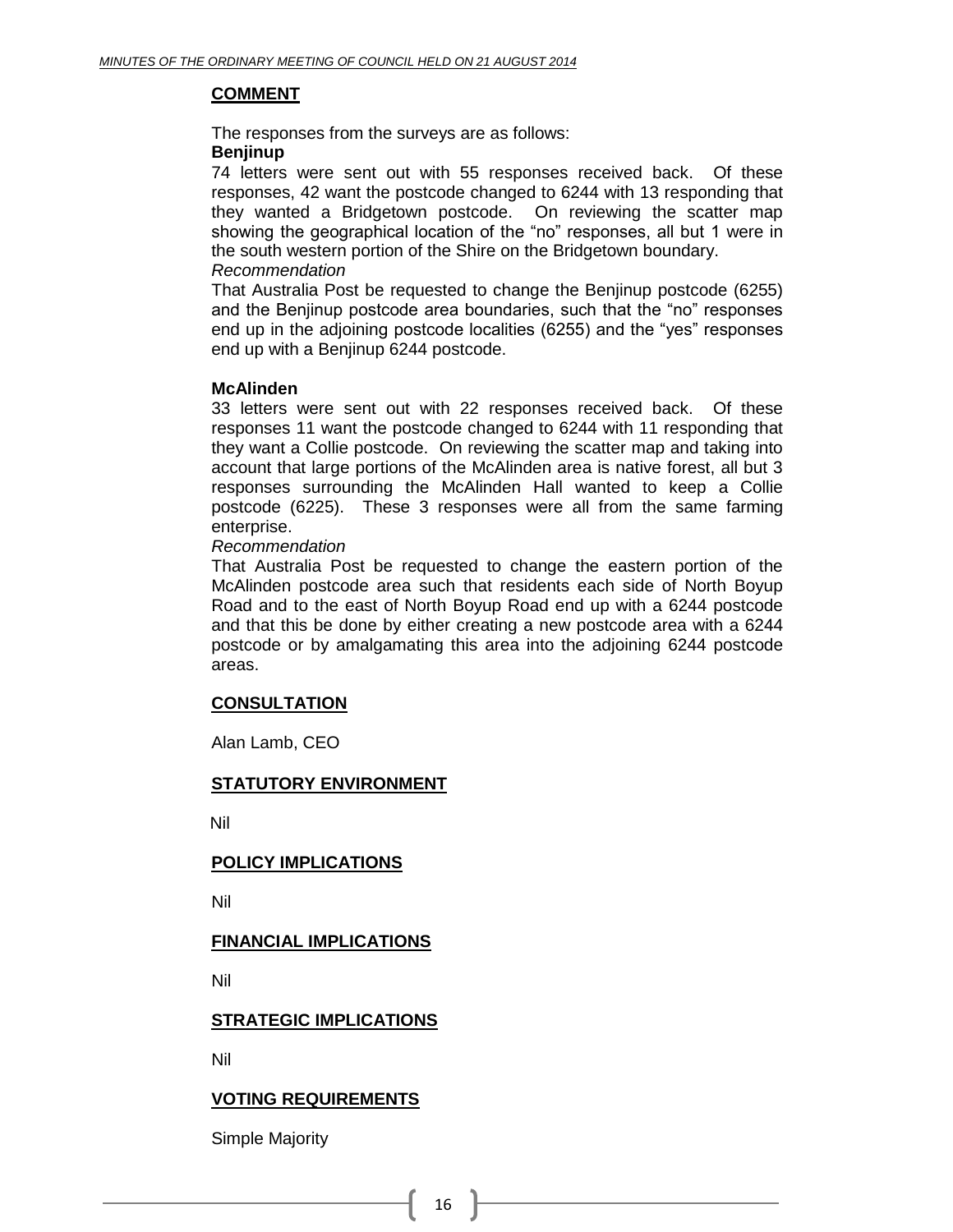## COMMENT

The responses from the surveys are as follows:

**Benjinup**

74 letters were sent out with 55 responses received back. Of these responses, 42 want the postcode changed to 6244 with 13 responding that they wanted a Bridgetown postcode. On reviewing the scatter map showing the geographical location of the "no" responses, all but 1 were in the south western portion of the Shire on the Bridgetown boundary.

*Recommendation*

That Australia Post be requested to change the Benjinup postcode (6255) and the Benjinup postcode area boundaries, such that the "no" responses end up in the adjoining postcode localities (6255) and the "yes" responses end up with a Benjinup 6244 postcode.

**McAlinden**

33 letters were sent out with 22 responses received back. Of these responses 11 want the postcode changed to 6244 with 11 responding that they want a Collie postcode. On reviewing the scatter map and taking into account that large portions of the McAlinden area is native forest, all but 3 responses surrounding the McAlinden Hall wanted to keep a Collie postcode (6225). These 3 responses were all from the same farming enterprise.

*Recommendation*

That Australia Post be requested to change the eastern portion of the McAlinden postcode area such that residents each side of North Boyup Road and to the east of North Boyup Road end up with a 6244 postcode and that this be done by either creating a new postcode area with a 6244 postcode or by amalgamating this area into the adjoining 6244 postcode areas.

## CONSULTATION

Alan Lamb, CEO

## STATUTORY ENVIRONMENT

Nil

## POLICY IMPLICATIONS

Nil

## FINANCIAL IMPLICATIONS

Nil

## STRATEGIC IMPLICATIONS

Nil

## VOTING REQUIREMENTS

Simple Majority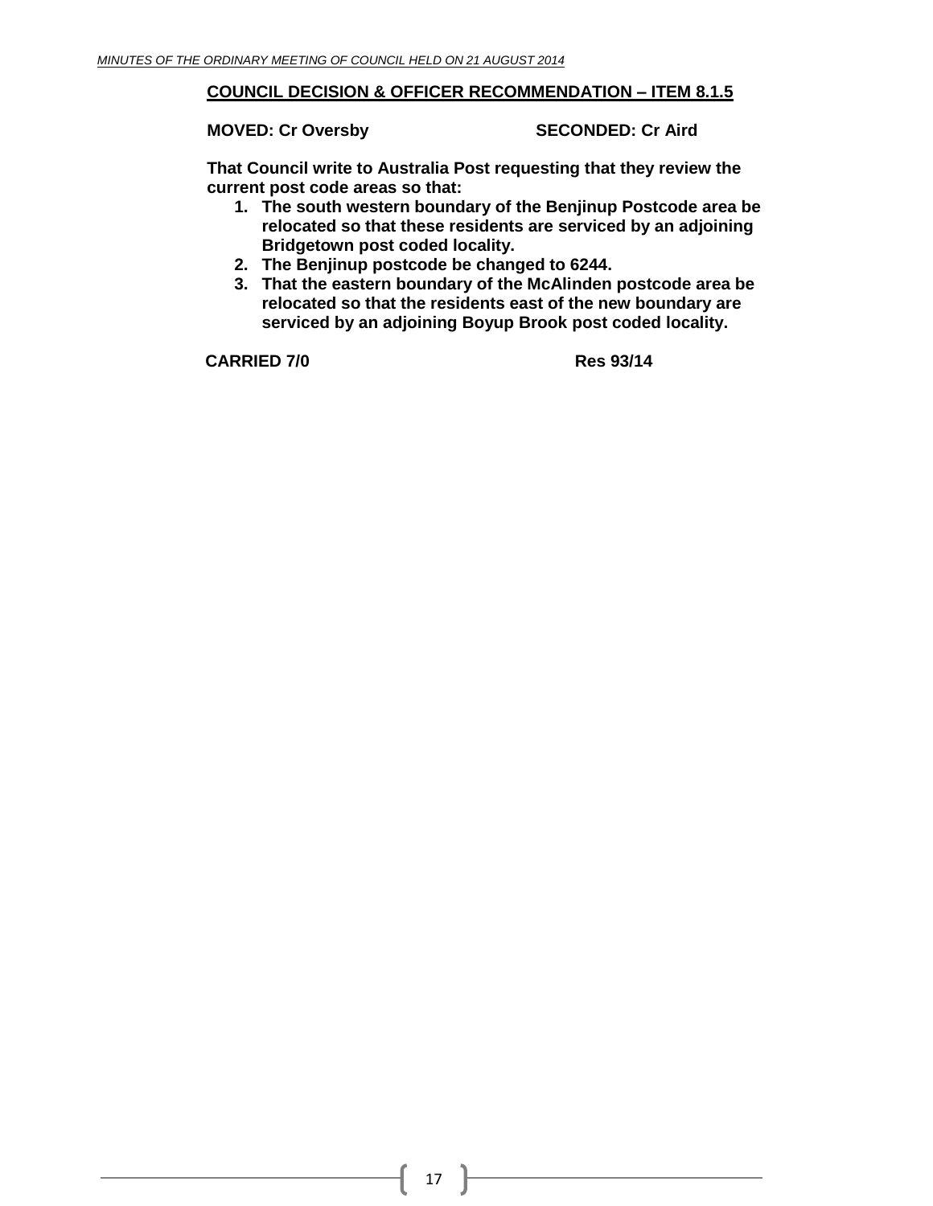**COUNCIL DECISION & OFFICER RECOMMENDATION – ITEM 8.1.5**

**MOVED: Cr Oversby** **SECONDED: Cr Aird**

**That Council write to Australia Post requesting that they review the current post code areas so that:**

1. **The south western boundary of the Benjinup Postcode area be relocated so that these residents are serviced by an adjoining Bridgetown post coded locality.**
2. **The Benjinup postcode be changed to 6244.**
3. **That the eastern boundary of the McAlinden postcode area be relocated so that the residents east of the new boundary are serviced by an adjoining Boyup Brook post coded locality.**

**CARRIED 7/0** **Res 93/14**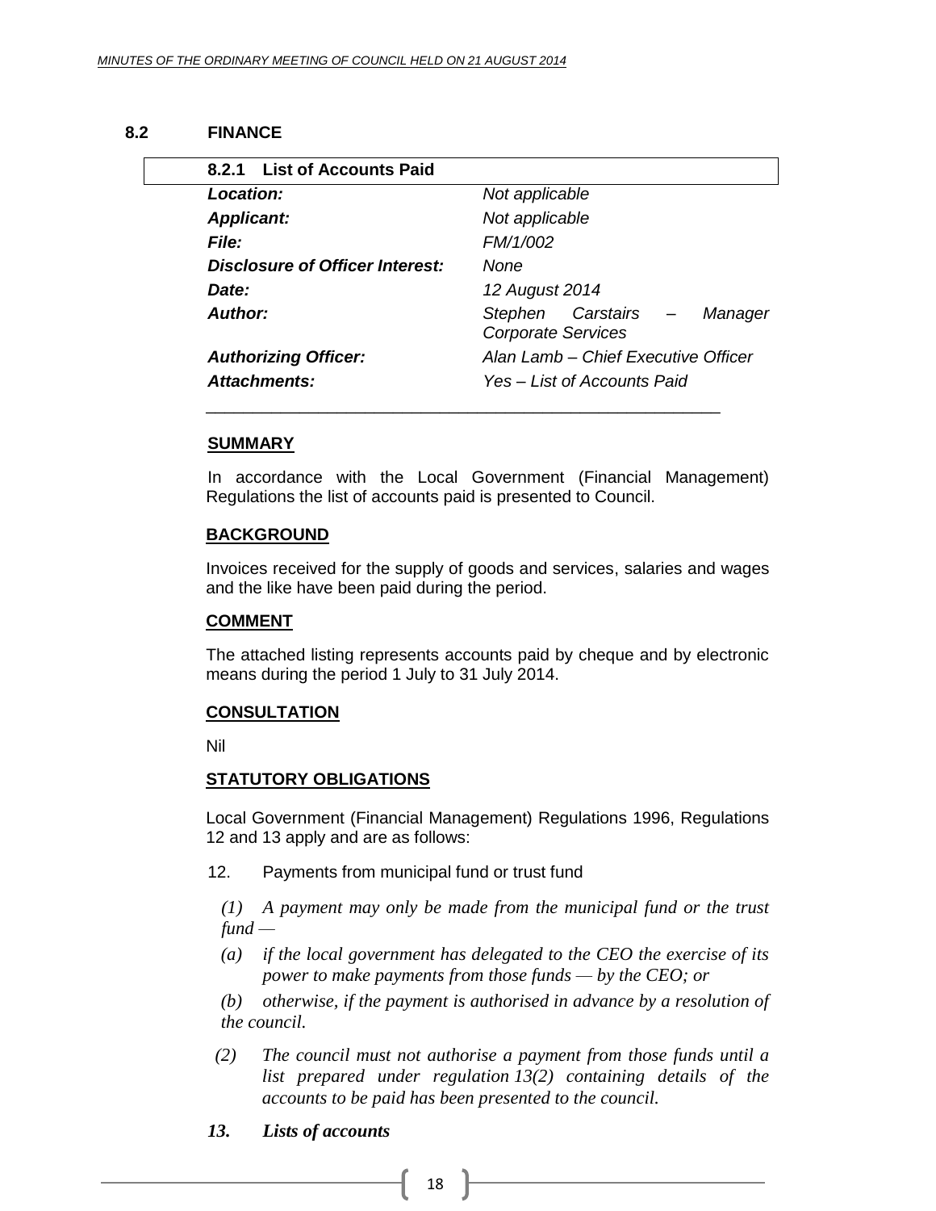## 8.2 FINANCE

### 8.2.1 List of Accounts Paid

| | |
|---|---|
| ***Location:*** | *Not applicable* |
| ***Applicant:*** | *Not applicable* |
| ***File:*** | *FM/1/002* |
| ***Disclosure of Officer Interest:*** | *None* |
| ***Date:*** | *12 August 2014* |
| ***Author:*** | *Stephen Carstairs – Manager Corporate Services* |
| ***Authorizing Officer:*** | *Alan Lamb – Chief Executive Officer* |
| ***Attachments:*** | *Yes – List of Accounts Paid* |

**SUMMARY**

In accordance with the Local Government (Financial Management) Regulations the list of accounts paid is presented to Council.

**BACKGROUND**

Invoices received for the supply of goods and services, salaries and wages and the like have been paid during the period.

**COMMENT**

The attached listing represents accounts paid by cheque and by electronic means during the period 1 July to 31 July 2014.

**CONSULTATION**

Nil

**STATUTORY OBLIGATIONS**

Local Government (Financial Management) Regulations 1996, Regulations 12 and 13 apply and are as follows:

12. Payments from municipal fund or trust fund

*(1) A payment may only be made from the municipal fund or the trust fund —*

*(a) if the local government has delegated to the CEO the exercise of its power to make payments from those funds — by the CEO; or*

*(b) otherwise, if the payment is authorised in advance by a resolution of the council.*

*(2) The council must not authorise a payment from those funds until a list prepared under regulation 13(2) containing details of the accounts to be paid has been presented to the council.*

***13. Lists of accounts***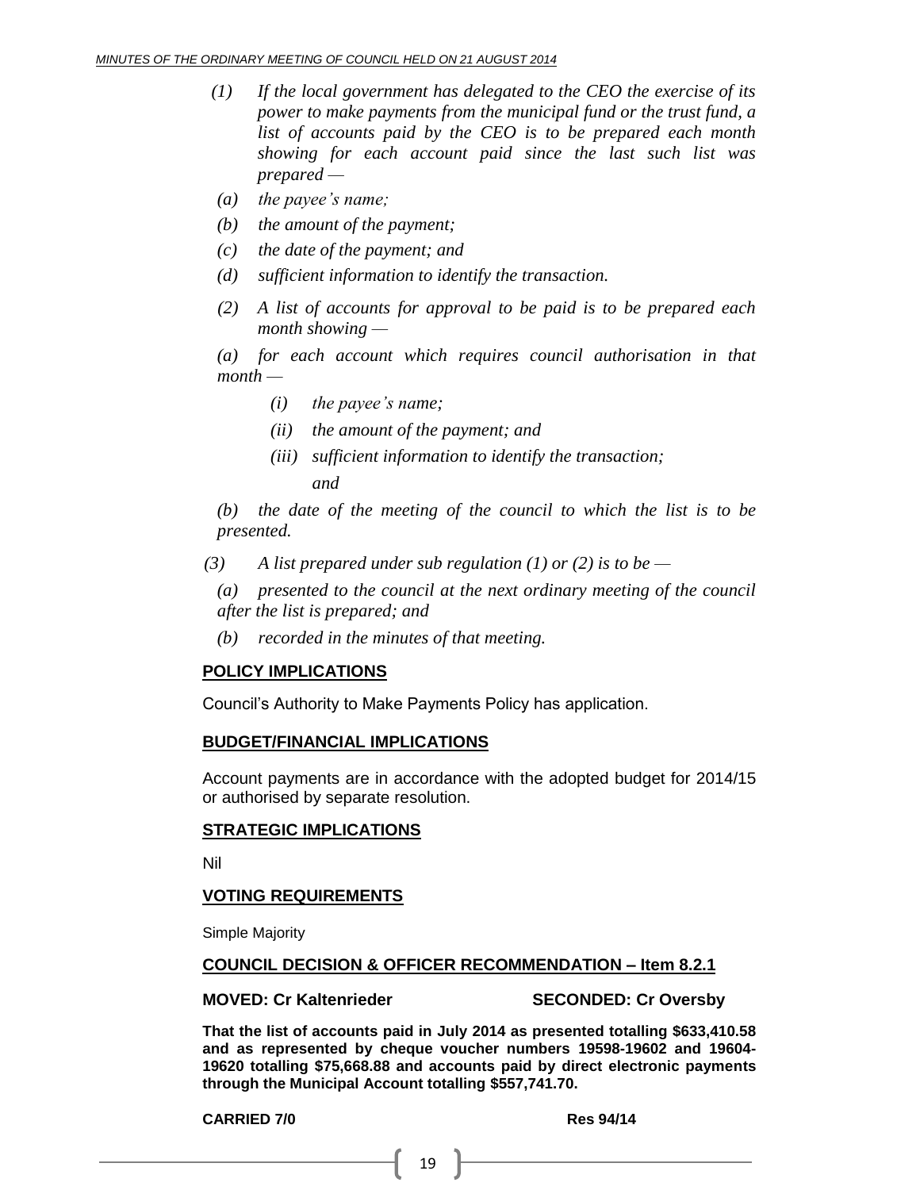*(1) If the local government has delegated to the CEO the exercise of its power to make payments from the municipal fund or the trust fund, a list of accounts paid by the CEO is to be prepared each month showing for each account paid since the last such list was prepared —*

*(a) the payee's name;*

*(b) the amount of the payment;*

*(c) the date of the payment; and*

*(d) sufficient information to identify the transaction.*

*(2) A list of accounts for approval to be paid is to be prepared each month showing —*

*(a) for each account which requires council authorisation in that month —*

*(i) the payee's name;*

*(ii) the amount of the payment; and*

*(iii) sufficient information to identify the transaction; and*

*(b) the date of the meeting of the council to which the list is to be presented.*

*(3) A list prepared under sub regulation (1) or (2) is to be —*

*(a) presented to the council at the next ordinary meeting of the council after the list is prepared; and*

*(b) recorded in the minutes of that meeting.*

## POLICY IMPLICATIONS

Council's Authority to Make Payments Policy has application.

## BUDGET/FINANCIAL IMPLICATIONS

Account payments are in accordance with the adopted budget for 2014/15 or authorised by separate resolution.

## STRATEGIC IMPLICATIONS

Nil

## VOTING REQUIREMENTS

Simple Majority

## COUNCIL DECISION & OFFICER RECOMMENDATION – Item 8.2.1

**MOVED: Cr Kaltenrieder** **SECONDED: Cr Oversby**

**That the list of accounts paid in July 2014 as presented totalling $633,410.58 and as represented by cheque voucher numbers 19598-19602 and 19604-19620 totalling $75,668.88 and accounts paid by direct electronic payments through the Municipal Account totalling $557,741.70.**

**CARRIED 7/0** **Res 94/14**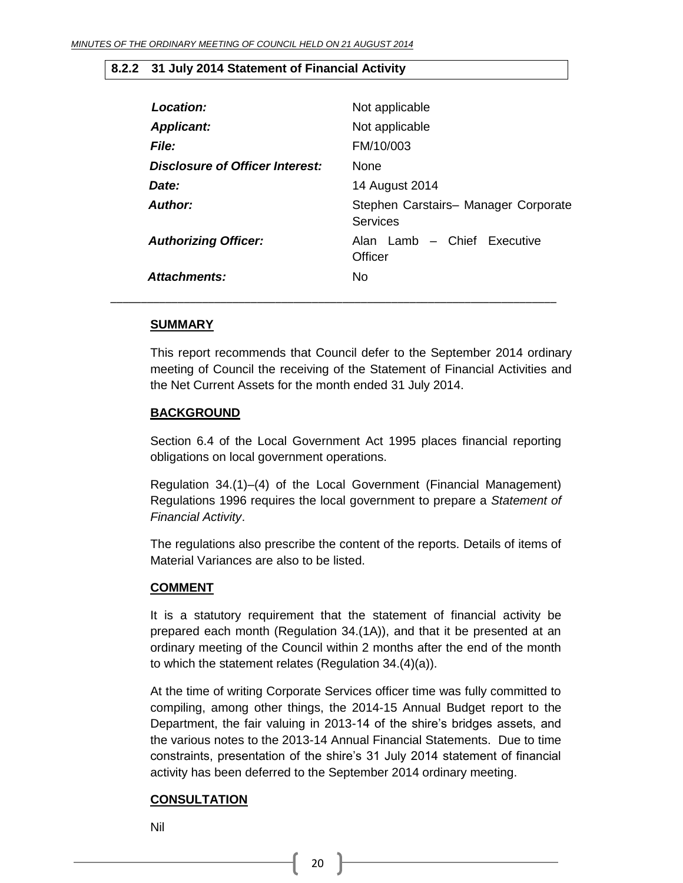### 8.2.2 31 July 2014 Statement of Financial Activity

| | |
|---|---|
| ***Location:*** | Not applicable |
| ***Applicant:*** | Not applicable |
| ***File:*** | FM/10/003 |
| ***Disclosure of Officer Interest:*** | None |
| ***Date:*** | 14 August 2014 |
| ***Author:*** | Stephen Carstairs– Manager Corporate Services |
| ***Authorizing Officer:*** | Alan Lamb – Chief Executive Officer |
| ***Attachments:*** | No |

---

**SUMMARY**

This report recommends that Council defer to the September 2014 ordinary meeting of Council the receiving of the Statement of Financial Activities and the Net Current Assets for the month ended 31 July 2014.

**BACKGROUND**

Section 6.4 of the Local Government Act 1995 places financial reporting obligations on local government operations.

Regulation 34.(1)–(4) of the Local Government (Financial Management) Regulations 1996 requires the local government to prepare a *Statement of Financial Activity*.

The regulations also prescribe the content of the reports. Details of items of Material Variances are also to be listed.

**COMMENT**

It is a statutory requirement that the statement of financial activity be prepared each month (Regulation 34.(1A)), and that it be presented at an ordinary meeting of the Council within 2 months after the end of the month to which the statement relates (Regulation 34.(4)(a)).

At the time of writing Corporate Services officer time was fully committed to compiling, among other things, the 2014-15 Annual Budget report to the Department, the fair valuing in 2013-14 of the shire's bridges assets, and the various notes to the 2013-14 Annual Financial Statements. Due to time constraints, presentation of the shire's 31 July 2014 statement of financial activity has been deferred to the September 2014 ordinary meeting.

**CONSULTATION**

Nil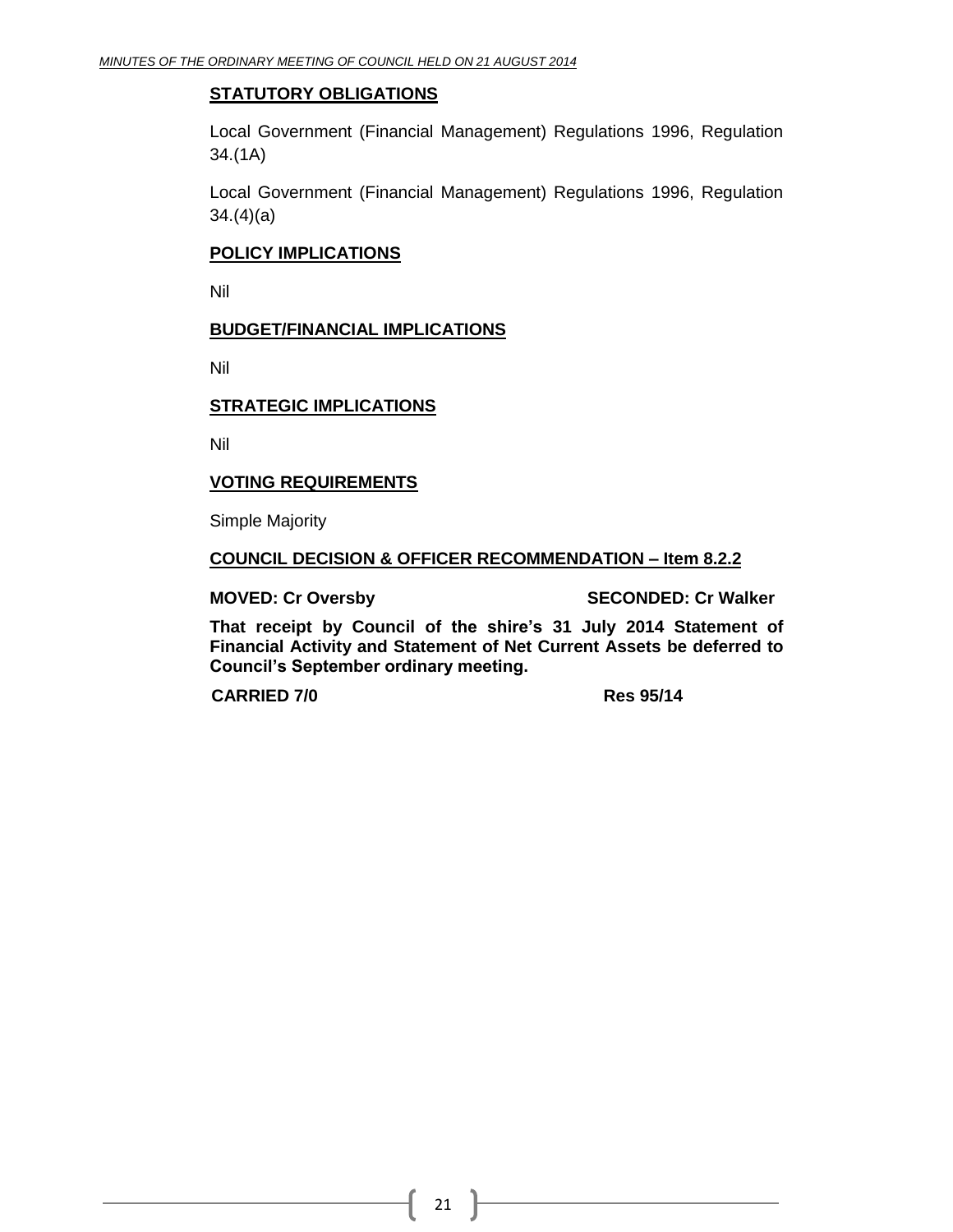**STATUTORY OBLIGATIONS**

Local Government (Financial Management) Regulations 1996, Regulation 34.(1A)

Local Government (Financial Management) Regulations 1996, Regulation 34.(4)(a)

**POLICY IMPLICATIONS**

Nil

**BUDGET/FINANCIAL IMPLICATIONS**

Nil

**STRATEGIC IMPLICATIONS**

Nil

**VOTING REQUIREMENTS**

Simple Majority

**COUNCIL DECISION & OFFICER RECOMMENDATION – Item 8.2.2**

**MOVED: Cr Oversby** **SECONDED: Cr Walker**

**That receipt by Council of the shire's 31 July 2014 Statement of Financial Activity and Statement of Net Current Assets be deferred to Council's September ordinary meeting.**

**CARRIED 7/0** **Res 95/14**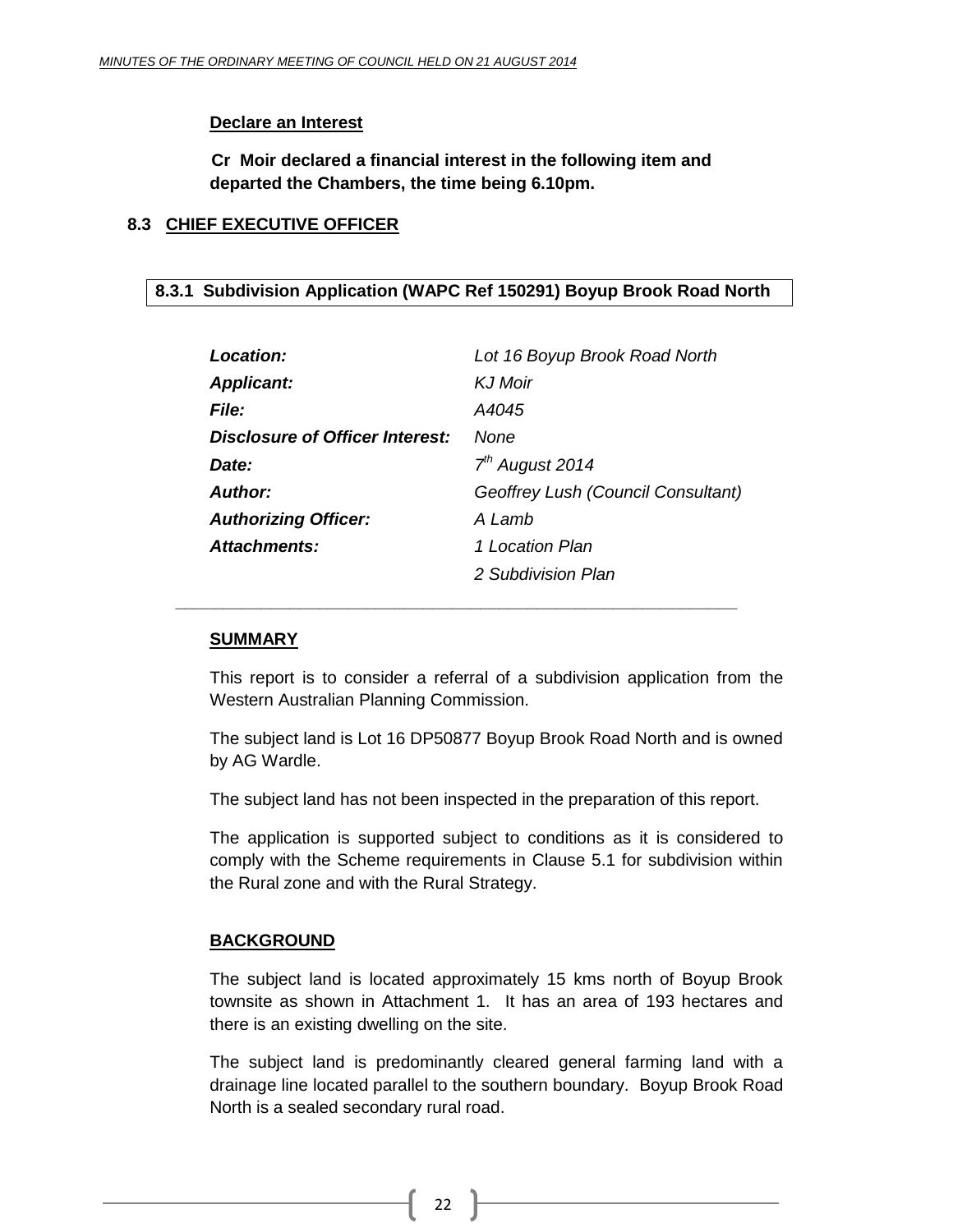**Declare an Interest**

**Cr Moir declared a financial interest in the following item and departed the Chambers, the time being 6.10pm.**

## 8.3 CHIEF EXECUTIVE OFFICER

### 8.3.1 Subdivision Application (WAPC Ref 150291) Boyup Brook Road North

| | |
|---|---|
| ***Location:*** | *Lot 16 Boyup Brook Road North* |
| ***Applicant:*** | *KJ Moir* |
| ***File:*** | *A4045* |
| ***Disclosure of Officer Interest:*** | *None* |
| ***Date:*** | *7th August 2014* |
| ***Author:*** | *Geoffrey Lush (Council Consultant)* |
| ***Authorizing Officer:*** | *A Lamb* |
| ***Attachments:*** | *1 Location Plan* |
| | *2 Subdivision Plan* |

---

**SUMMARY**

This report is to consider a referral of a subdivision application from the Western Australian Planning Commission.

The subject land is Lot 16 DP50877 Boyup Brook Road North and is owned by AG Wardle.

The subject land has not been inspected in the preparation of this report.

The application is supported subject to conditions as it is considered to comply with the Scheme requirements in Clause 5.1 for subdivision within the Rural zone and with the Rural Strategy.

**BACKGROUND**

The subject land is located approximately 15 kms north of Boyup Brook townsite as shown in Attachment 1. It has an area of 193 hectares and there is an existing dwelling on the site.

The subject land is predominantly cleared general farming land with a drainage line located parallel to the southern boundary. Boyup Brook Road North is a sealed secondary rural road.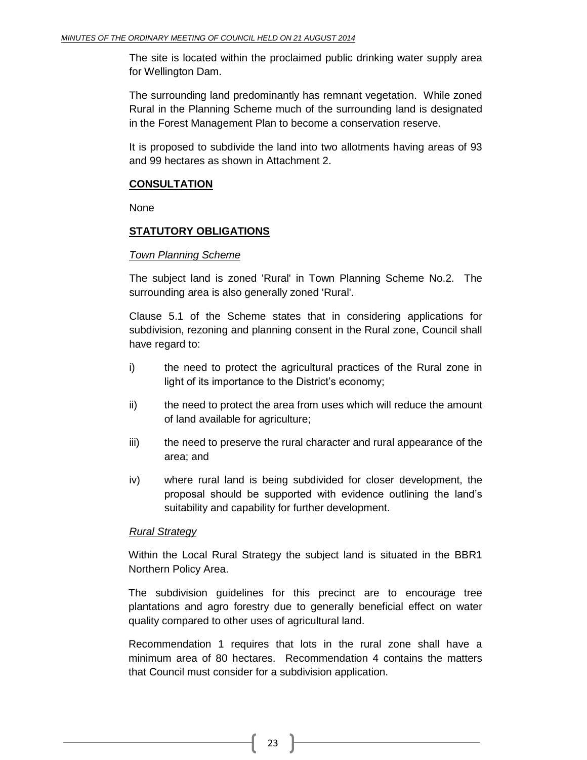The site is located within the proclaimed public drinking water supply area for Wellington Dam.

The surrounding land predominantly has remnant vegetation. While zoned Rural in the Planning Scheme much of the surrounding land is designated in the Forest Management Plan to become a conservation reserve.

It is proposed to subdivide the land into two allotments having areas of 93 and 99 hectares as shown in Attachment 2.

## CONSULTATION

None

## STATUTORY OBLIGATIONS

### *Town Planning Scheme*

The subject land is zoned 'Rural' in Town Planning Scheme No.2. The surrounding area is also generally zoned 'Rural'.

Clause 5.1 of the Scheme states that in considering applications for subdivision, rezoning and planning consent in the Rural zone, Council shall have regard to:

i) the need to protect the agricultural practices of the Rural zone in light of its importance to the District's economy;

ii) the need to protect the area from uses which will reduce the amount of land available for agriculture;

iii) the need to preserve the rural character and rural appearance of the area; and

iv) where rural land is being subdivided for closer development, the proposal should be supported with evidence outlining the land's suitability and capability for further development.

### *Rural Strategy*

Within the Local Rural Strategy the subject land is situated in the BBR1 Northern Policy Area.

The subdivision guidelines for this precinct are to encourage tree plantations and agro forestry due to generally beneficial effect on water quality compared to other uses of agricultural land.

Recommendation 1 requires that lots in the rural zone shall have a minimum area of 80 hectares. Recommendation 4 contains the matters that Council must consider for a subdivision application.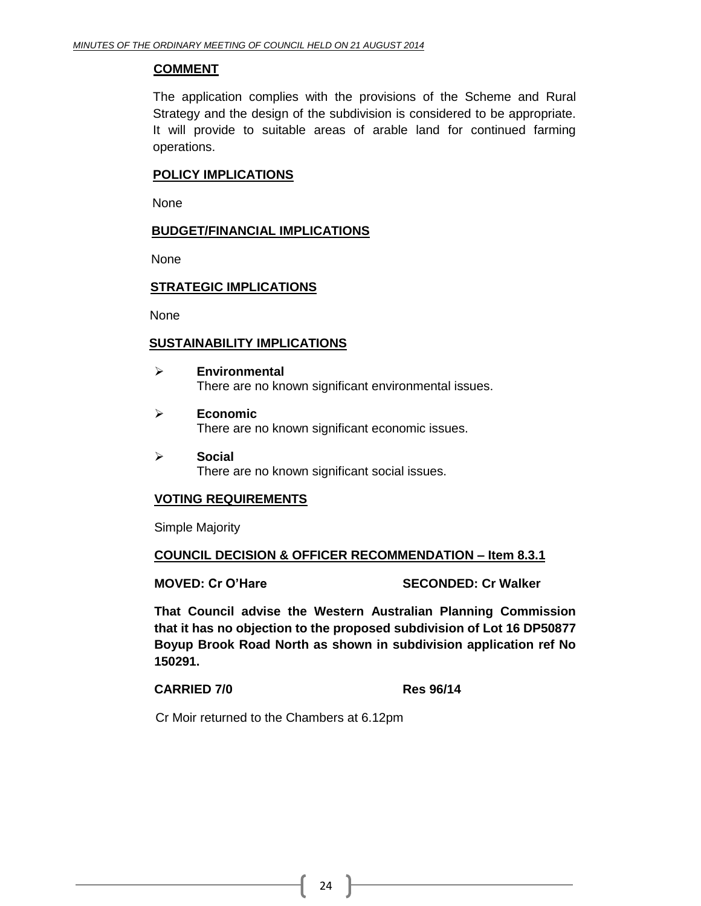**COMMENT**

The application complies with the provisions of the Scheme and Rural Strategy and the design of the subdivision is considered to be appropriate. It will provide to suitable areas of arable land for continued farming operations.

**POLICY IMPLICATIONS**

None

**BUDGET/FINANCIAL IMPLICATIONS**

None

**STRATEGIC IMPLICATIONS**

None

**SUSTAINABILITY IMPLICATIONS**

- **Environmental**
  There are no known significant environmental issues.
- **Economic**
  There are no known significant economic issues.
- **Social**
  There are no known significant social issues.

**VOTING REQUIREMENTS**

Simple Majority

**COUNCIL DECISION & OFFICER RECOMMENDATION – Item 8.3.1**

**MOVED: Cr O'Hare** **SECONDED: Cr Walker**

**That Council advise the Western Australian Planning Commission that it has no objection to the proposed subdivision of Lot 16 DP50877 Boyup Brook Road North as shown in subdivision application ref No 150291.**

**CARRIED 7/0** **Res 96/14**

Cr Moir returned to the Chambers at 6.12pm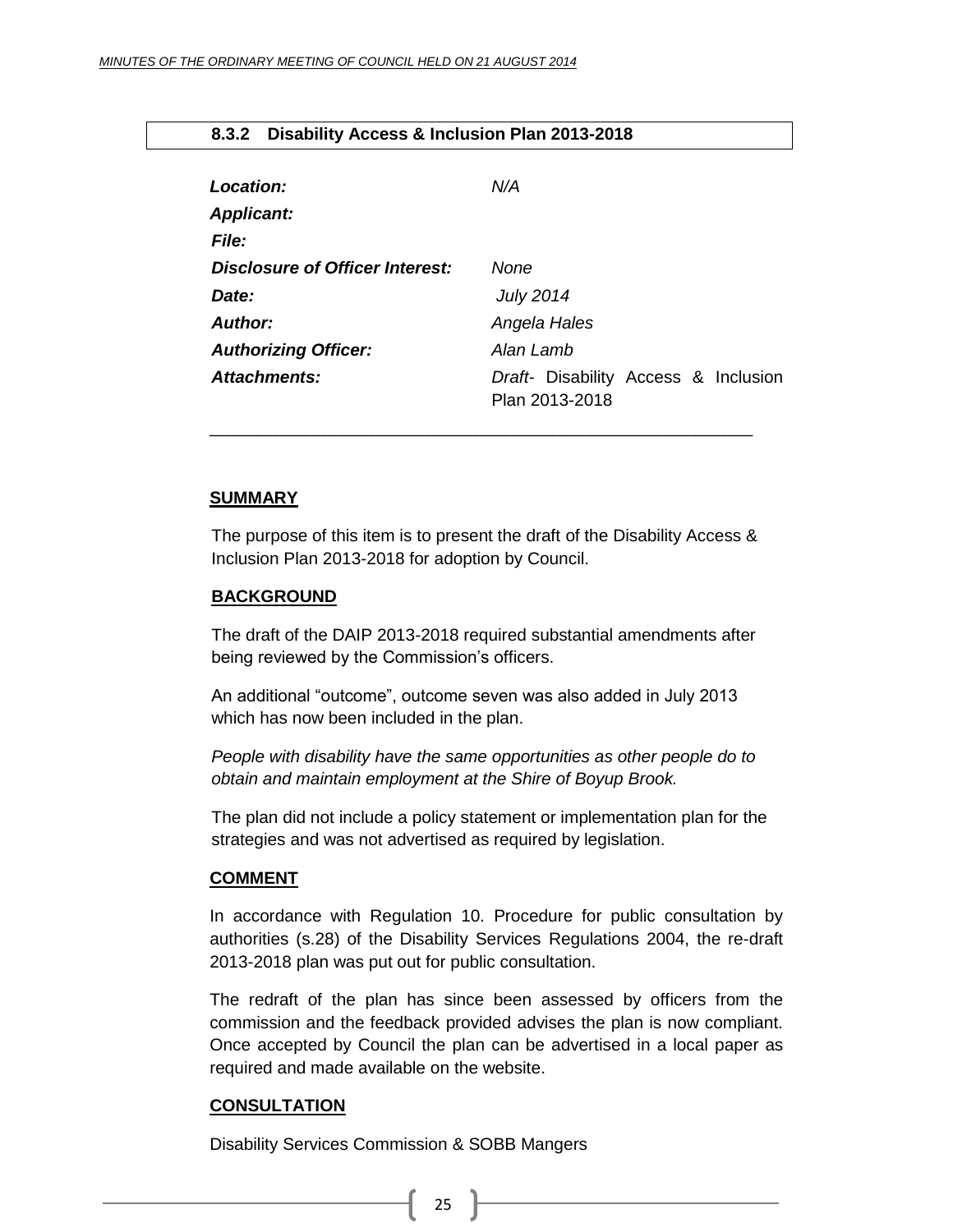## 8.3.2 Disability Access & Inclusion Plan 2013-2018

| | |
|---|---|
| ***Location:*** | *N/A* |
| ***Applicant:*** | |
| ***File:*** | |
| ***Disclosure of Officer Interest:*** | *None* |
| ***Date:*** | *July 2014* |
| ***Author:*** | *Angela Hales* |
| ***Authorizing Officer:*** | *Alan Lamb* |
| ***Attachments:*** | *Draft*- Disability Access & Inclusion Plan 2013-2018 |

### SUMMARY

The purpose of this item is to present the draft of the Disability Access & Inclusion Plan 2013-2018 for adoption by Council.

### BACKGROUND

The draft of the DAIP 2013-2018 required substantial amendments after being reviewed by the Commission's officers.

An additional "outcome", outcome seven was also added in July 2013 which has now been included in the plan.

*People with disability have the same opportunities as other people do to obtain and maintain employment at the Shire of Boyup Brook.*

The plan did not include a policy statement or implementation plan for the strategies and was not advertised as required by legislation.

### COMMENT

In accordance with Regulation 10. Procedure for public consultation by authorities (s.28) of the Disability Services Regulations 2004, the re-draft 2013-2018 plan was put out for public consultation.

The redraft of the plan has since been assessed by officers from the commission and the feedback provided advises the plan is now compliant. Once accepted by Council the plan can be advertised in a local paper as required and made available on the website.

### CONSULTATION

Disability Services Commission & SOBB Mangers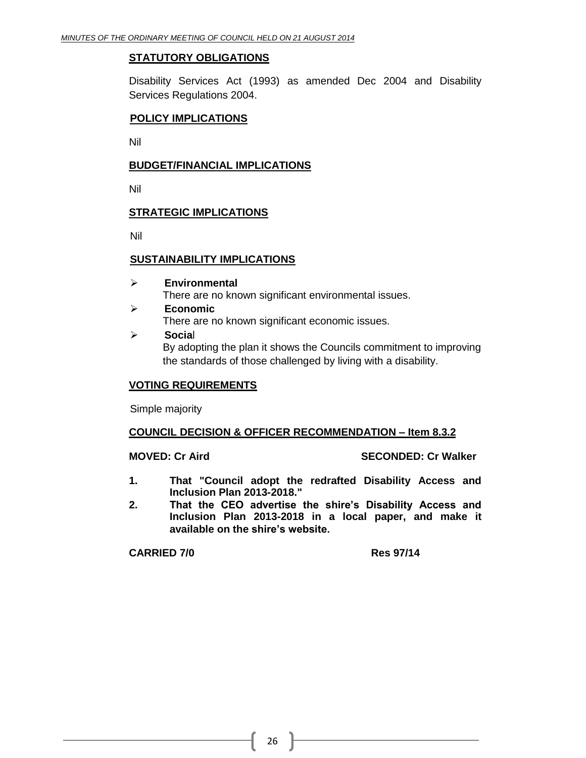**STATUTORY OBLIGATIONS**

Disability Services Act (1993) as amended Dec 2004 and Disability Services Regulations 2004.

**POLICY IMPLICATIONS**

Nil

**BUDGET/FINANCIAL IMPLICATIONS**

Nil

**STRATEGIC IMPLICATIONS**

Nil

**SUSTAINABILITY IMPLICATIONS**

- **Environmental**
  There are no known significant environmental issues.
- **Economic**
  There are no known significant economic issues.
- **Social**
  By adopting the plan it shows the Councils commitment to improving the standards of those challenged by living with a disability.

**VOTING REQUIREMENTS**

Simple majority

**COUNCIL DECISION & OFFICER RECOMMENDATION – Item 8.3.2**

**MOVED: Cr Aird** **SECONDED: Cr Walker**

1. **That "Council adopt the redrafted Disability Access and Inclusion Plan 2013-2018."**
2. **That the CEO advertise the shire's Disability Access and Inclusion Plan 2013-2018 in a local paper, and make it available on the shire's website.**

**CARRIED 7/0** **Res 97/14**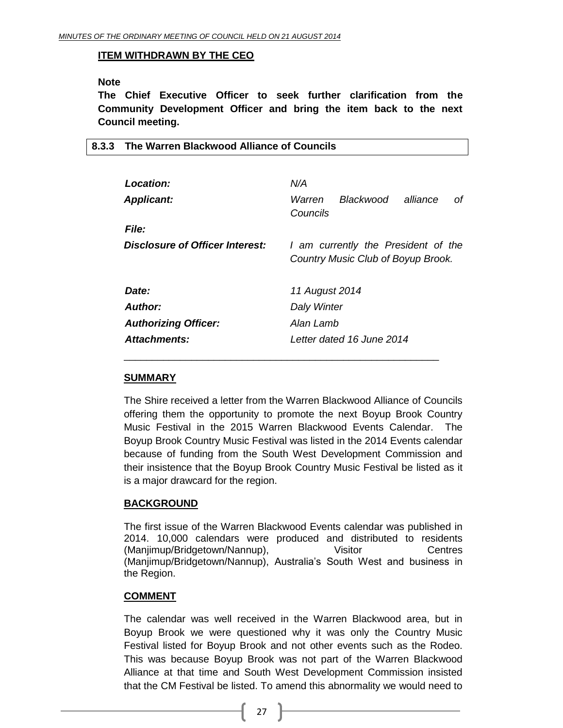**ITEM WITHDRAWN BY THE CEO**

**Note**

**The Chief Executive Officer to seek further clarification from the Community Development Officer and bring the item back to the next Council meeting.**

## 8.3.3 The Warren Blackwood Alliance of Councils

| | |
|---|---|
| ***Location:*** | *N/A* |
| ***Applicant:*** | *Warren Blackwood alliance of Councils* |
| ***File:*** | |
| ***Disclosure of Officer Interest:*** | *I am currently the President of the Country Music Club of Boyup Brook.* |
| ***Date:*** | *11 August 2014* |
| ***Author:*** | *Daly Winter* |
| ***Authorizing Officer:*** | *Alan Lamb* |
| ***Attachments:*** | *Letter dated 16 June 2014* |

---

**SUMMARY**

The Shire received a letter from the Warren Blackwood Alliance of Councils offering them the opportunity to promote the next Boyup Brook Country Music Festival in the 2015 Warren Blackwood Events Calendar. The Boyup Brook Country Music Festival was listed in the 2014 Events calendar because of funding from the South West Development Commission and their insistence that the Boyup Brook Country Music Festival be listed as it is a major drawcard for the region.

**BACKGROUND**

The first issue of the Warren Blackwood Events calendar was published in 2014. 10,000 calendars were produced and distributed to residents (Manjimup/Bridgetown/Nannup), Visitor Centres (Manjimup/Bridgetown/Nannup), Australia's South West and business in the Region.

**COMMENT**

The calendar was well received in the Warren Blackwood area, but in Boyup Brook we were questioned why it was only the Country Music Festival listed for Boyup Brook and not other events such as the Rodeo. This was because Boyup Brook was not part of the Warren Blackwood Alliance at that time and South West Development Commission insisted that the CM Festival be listed. To amend this abnormality we would need to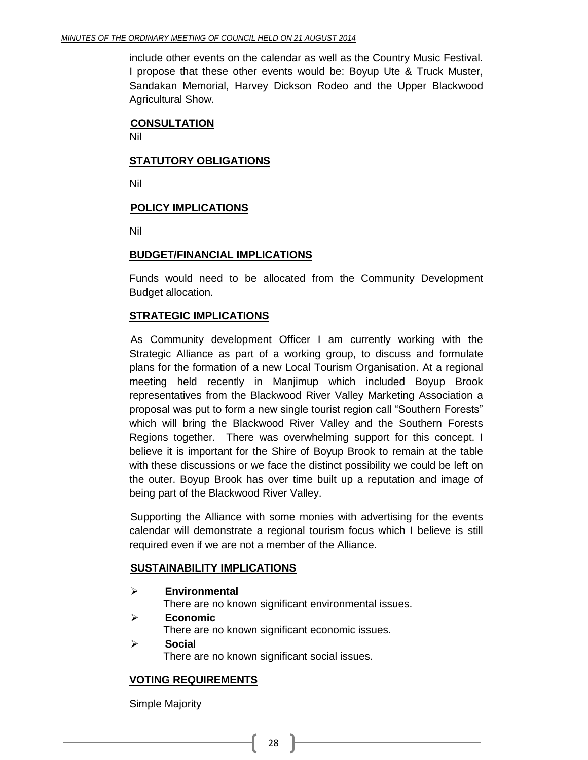include other events on the calendar as well as the Country Music Festival. I propose that these other events would be: Boyup Ute & Truck Muster, Sandakan Memorial, Harvey Dickson Rodeo and the Upper Blackwood Agricultural Show.

**CONSULTATION**

Nil

**STATUTORY OBLIGATIONS**

Nil

**POLICY IMPLICATIONS**

Nil

**BUDGET/FINANCIAL IMPLICATIONS**

Funds would need to be allocated from the Community Development Budget allocation.

**STRATEGIC IMPLICATIONS**

As Community development Officer I am currently working with the Strategic Alliance as part of a working group, to discuss and formulate plans for the formation of a new Local Tourism Organisation. At a regional meeting held recently in Manjimup which included Boyup Brook representatives from the Blackwood River Valley Marketing Association a proposal was put to form a new single tourist region call "Southern Forests" which will bring the Blackwood River Valley and the Southern Forests Regions together. There was overwhelming support for this concept. I believe it is important for the Shire of Boyup Brook to remain at the table with these discussions or we face the distinct possibility we could be left on the outer. Boyup Brook has over time built up a reputation and image of being part of the Blackwood River Valley.

Supporting the Alliance with some monies with advertising for the events calendar will demonstrate a regional tourism focus which I believe is still required even if we are not a member of the Alliance.

**SUSTAINABILITY IMPLICATIONS**

- **Environmental**
  There are no known significant environmental issues.
- **Economic**
  There are no known significant economic issues.
- **Social**
  There are no known significant social issues.

**VOTING REQUIREMENTS**

Simple Majority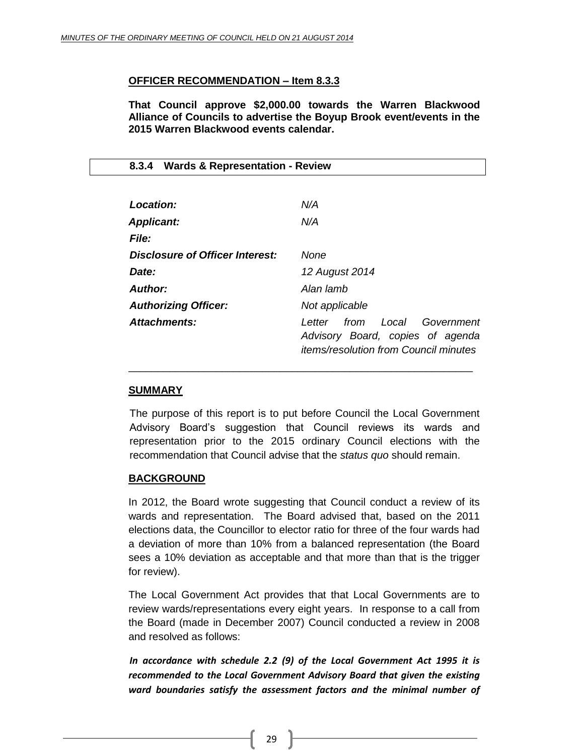**OFFICER RECOMMENDATION – Item 8.3.3**

**That Council approve $2,000.00 towards the Warren Blackwood Alliance of Councils to advertise the Boyup Brook event/events in the 2015 Warren Blackwood events calendar.**

### 8.3.4 Wards & Representation - Review

| | |
|---|---|
| ***Location:*** | *N/A* |
| ***Applicant:*** | *N/A* |
| ***File:*** | |
| ***Disclosure of Officer Interest:*** | *None* |
| ***Date:*** | *12 August 2014* |
| ***Author:*** | *Alan lamb* |
| ***Authorizing Officer:*** | *Not applicable* |
| ***Attachments:*** | *Letter from Local Government Advisory Board, copies of agenda items/resolution from Council minutes* |

---

**SUMMARY**

The purpose of this report is to put before Council the Local Government Advisory Board's suggestion that Council reviews its wards and representation prior to the 2015 ordinary Council elections with the recommendation that Council advise that the *status quo* should remain.

**BACKGROUND**

In 2012, the Board wrote suggesting that Council conduct a review of its wards and representation. The Board advised that, based on the 2011 elections data, the Councillor to elector ratio for three of the four wards had a deviation of more than 10% from a balanced representation (the Board sees a 10% deviation as acceptable and that more than that is the trigger for review).

The Local Government Act provides that that Local Governments are to review wards/representations every eight years. In response to a call from the Board (made in December 2007) Council conducted a review in 2008 and resolved as follows:

***In accordance with schedule 2.2 (9) of the Local Government Act 1995 it is recommended to the Local Government Advisory Board that given the existing ward boundaries satisfy the assessment factors and the minimal number of***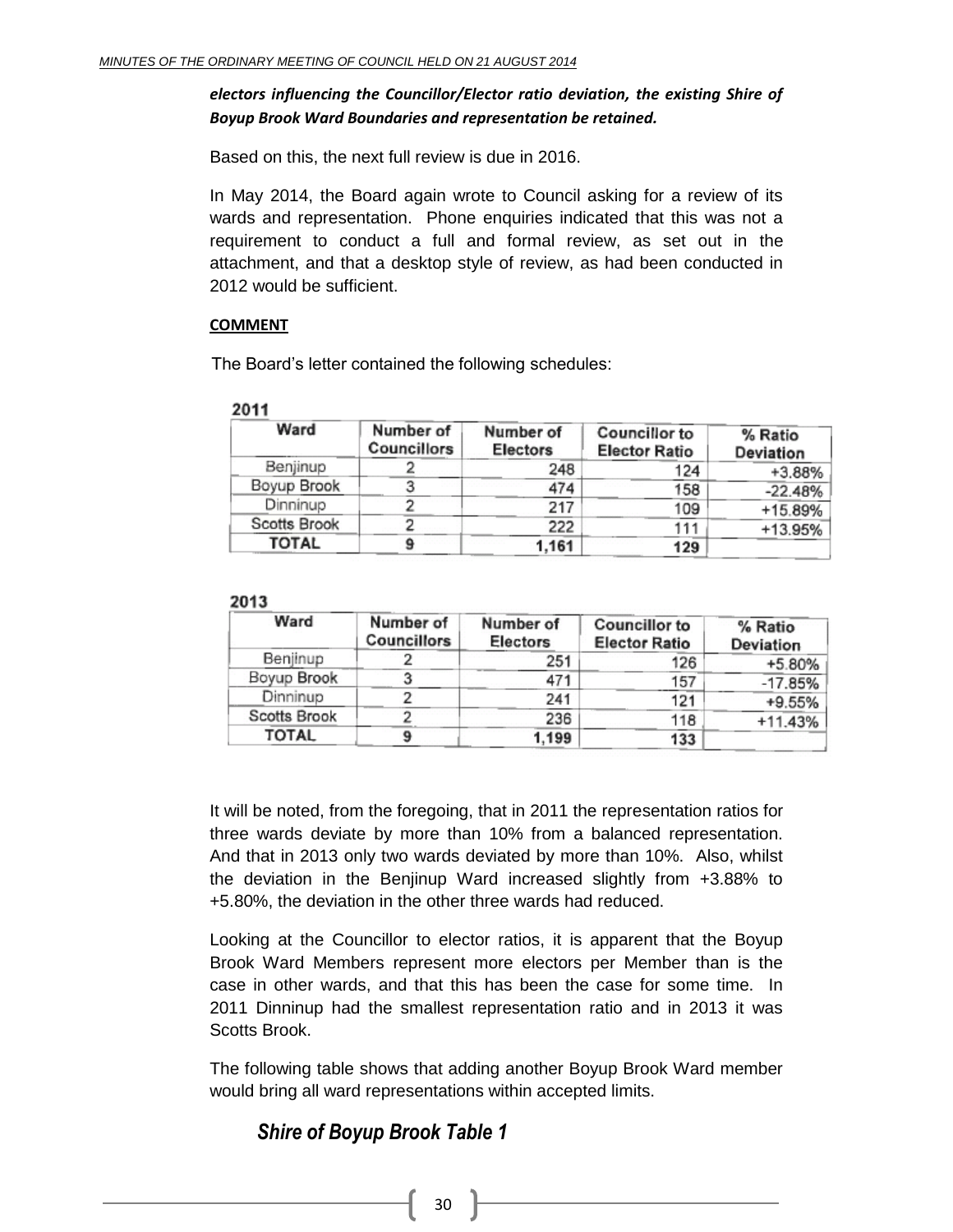***electors influencing the Councillor/Elector ratio deviation, the existing Shire of Boyup Brook Ward Boundaries and representation be retained.***

Based on this, the next full review is due in 2016.

In May 2014, the Board again wrote to Council asking for a review of its wards and representation. Phone enquiries indicated that this was not a requirement to conduct a full and formal review, as set out in the attachment, and that a desktop style of review, as had been conducted in 2012 would be sufficient.

**COMMENT**

The Board's letter contained the following schedules:

**2011**

| Ward | Number of Councillors | Number of Electors | Councillor to Elector Ratio | % Ratio Deviation |
|---|---|---|---|---|
| Benjinup | 2 | 248 | 124 | +3.88% |
| Boyup Brook | 3 | 474 | 158 | -22.48% |
| Dinninup | 2 | 217 | 109 | +15.89% |
| Scotts Brook | 2 | 222 | 111 | +13.95% |
| **TOTAL** | **9** | **1,161** | **129** | |

**2013**

| Ward | Number of Councillors | Number of Electors | Councillor to Elector Ratio | % Ratio Deviation |
|---|---|---|---|---|
| Benjinup | 2 | 251 | 126 | +5.80% |
| Boyup Brook | 3 | 471 | 157 | -17.85% |
| Dinninup | 2 | 241 | 121 | +9.55% |
| Scotts Brook | 2 | 236 | 118 | +11.43% |
| **TOTAL** | **9** | **1,199** | **133** | |

It will be noted, from the foregoing, that in 2011 the representation ratios for three wards deviate by more than 10% from a balanced representation. And that in 2013 only two wards deviated by more than 10%. Also, whilst the deviation in the Benjinup Ward increased slightly from +3.88% to +5.80%, the deviation in the other three wards had reduced.

Looking at the Councillor to elector ratios, it is apparent that the Boyup Brook Ward Members represent more electors per Member than is the case in other wards, and that this has been the case for some time. In 2011 Dinninup had the smallest representation ratio and in 2013 it was Scotts Brook.

The following table shows that adding another Boyup Brook Ward member would bring all ward representations within accepted limits.

***Shire of Boyup Brook Table 1***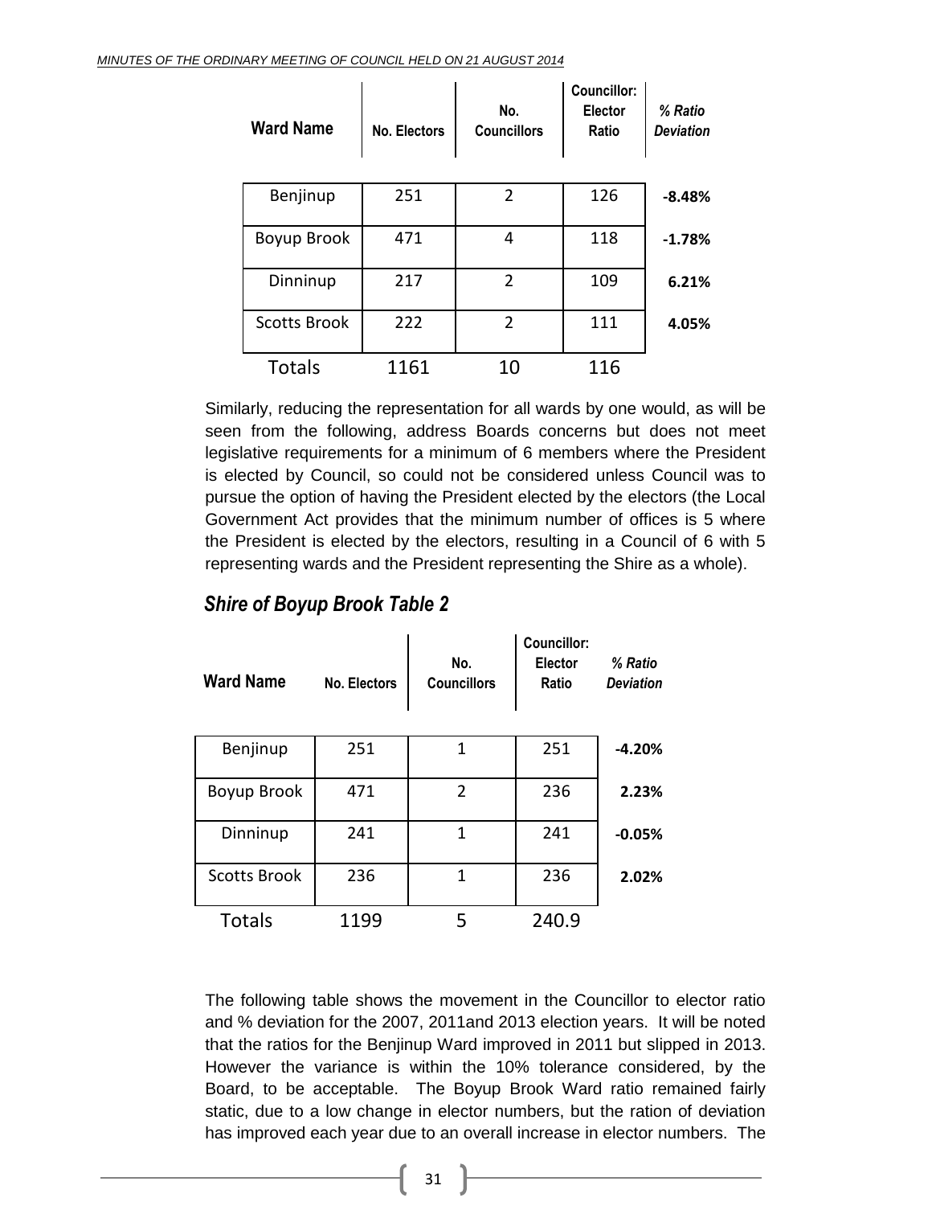| Ward Name | No. Electors | No. Councillors | Councillor: Elector Ratio | *% Ratio Deviation* |
|---|---|---|---|---|
| Benjinup | 251 | 2 | 126 | **-8.48%** |
| Boyup Brook | 471 | 4 | 118 | **-1.78%** |
| Dinninup | 217 | 2 | 109 | **6.21%** |
| Scotts Brook | 222 | 2 | 111 | **4.05%** |
| Totals | 1161 | 10 | 116 | |

Similarly, reducing the representation for all wards by one would, as will be seen from the following, address Boards concerns but does not meet legislative requirements for a minimum of 6 members where the President is elected by Council, so could not be considered unless Council was to pursue the option of having the President elected by the electors (the Local Government Act provides that the minimum number of offices is 5 where the President is elected by the electors, resulting in a Council of 6 with 5 representing wards and the President representing the Shire as a whole).

## *Shire of Boyup Brook Table 2*

| Ward Name | No. Electors | No. Councillors | Councillor: Elector Ratio | *% Ratio Deviation* |
|---|---|---|---|---|
| Benjinup | 251 | 1 | 251 | **-4.20%** |
| Boyup Brook | 471 | 2 | 236 | **2.23%** |
| Dinninup | 241 | 1 | 241 | **-0.05%** |
| Scotts Brook | 236 | 1 | 236 | **2.02%** |
| Totals | 1199 | 5 | 240.9 | |

The following table shows the movement in the Councillor to elector ratio and % deviation for the 2007, 2011and 2013 election years. It will be noted that the ratios for the Benjinup Ward improved in 2011 but slipped in 2013. However the variance is within the 10% tolerance considered, by the Board, to be acceptable. The Boyup Brook Ward ratio remained fairly static, due to a low change in elector numbers, but the ration of deviation has improved each year due to an overall increase in elector numbers. The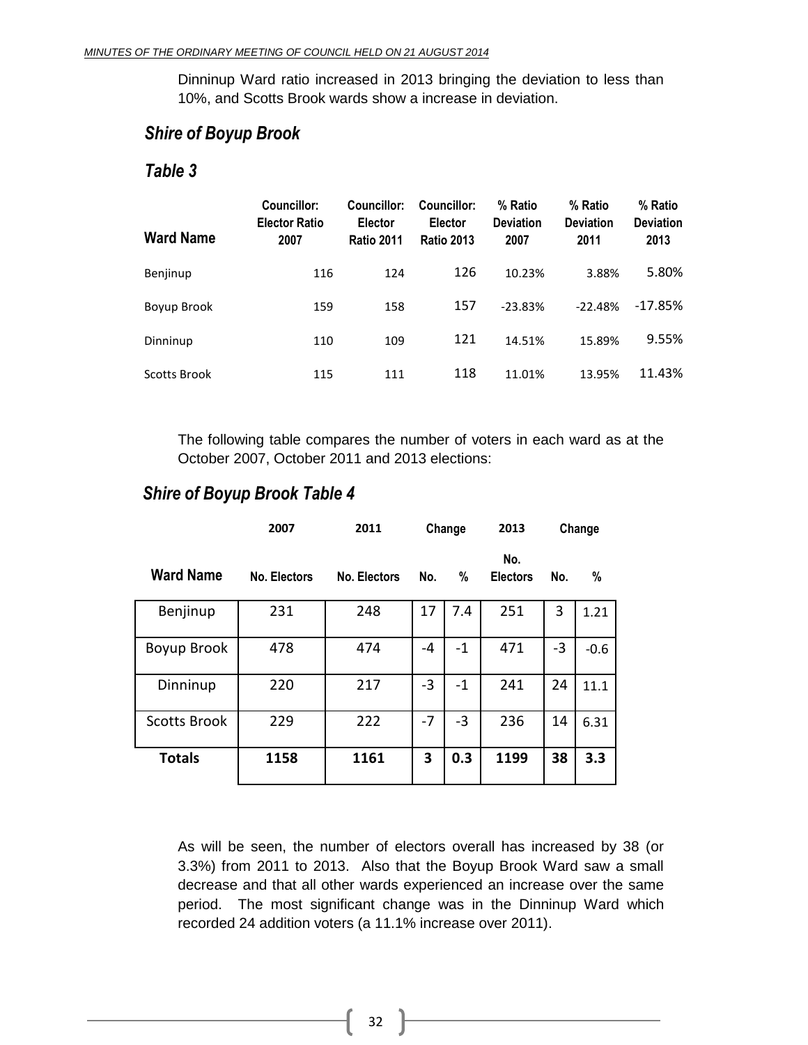Dinninup Ward ratio increased in 2013 bringing the deviation to less than 10%, and Scotts Brook wards show a increase in deviation.

## *Shire of Boyup Brook*

## *Table 3*

| Ward Name | Councillor: Elector Ratio 2007 | Councillor: Elector Ratio 2011 | Councillor: Elector Ratio 2013 | % Ratio Deviation 2007 | % Ratio Deviation 2011 | % Ratio Deviation 2013 |
|---|---|---|---|---|---|---|
| Benjinup | 116 | 124 | 126 | 10.23% | 3.88% | 5.80% |
| Boyup Brook | 159 | 158 | 157 | -23.83% | -22.48% | -17.85% |
| Dinninup | 110 | 109 | 121 | 14.51% | 15.89% | 9.55% |
| Scotts Brook | 115 | 111 | 118 | 11.01% | 13.95% | 11.43% |

The following table compares the number of voters in each ward as at the October 2007, October 2011 and 2013 elections:

## *Shire of Boyup Brook Table 4*

| | 2007 | 2011 | Change | | 2013 | Change | |
|---|---|---|---|---|---|---|---|
| **Ward Name** | **No. Electors** | **No. Electors** | **No.** | **%** | **No. Electors** | **No.** | **%** |
| Benjinup | 231 | 248 | 17 | 7.4 | 251 | 3 | 1.21 |
| Boyup Brook | 478 | 474 | -4 | -1 | 471 | -3 | -0.6 |
| Dinninup | 220 | 217 | -3 | -1 | 241 | 24 | 11.1 |
| Scotts Brook | 229 | 222 | -7 | -3 | 236 | 14 | 6.31 |
| **Totals** | **1158** | **1161** | **3** | **0.3** | **1199** | **38** | **3.3** |

As will be seen, the number of electors overall has increased by 38 (or 3.3%) from 2011 to 2013. Also that the Boyup Brook Ward saw a small decrease and that all other wards experienced an increase over the same period. The most significant change was in the Dinninup Ward which recorded 24 addition voters (a 11.1% increase over 2011).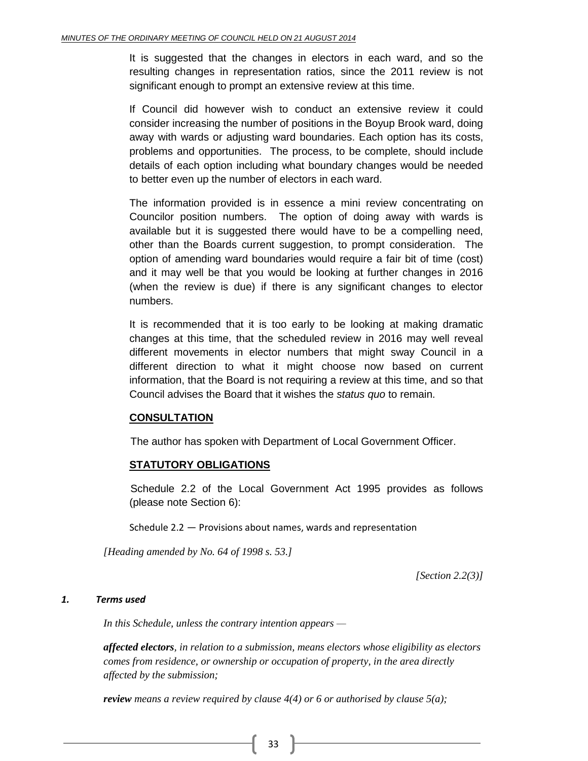It is suggested that the changes in electors in each ward, and so the resulting changes in representation ratios, since the 2011 review is not significant enough to prompt an extensive review at this time.

If Council did however wish to conduct an extensive review it could consider increasing the number of positions in the Boyup Brook ward, doing away with wards or adjusting ward boundaries. Each option has its costs, problems and opportunities. The process, to be complete, should include details of each option including what boundary changes would be needed to better even up the number of electors in each ward.

The information provided is in essence a mini review concentrating on Councilor position numbers. The option of doing away with wards is available but it is suggested there would have to be a compelling need, other than the Boards current suggestion, to prompt consideration. The option of amending ward boundaries would require a fair bit of time (cost) and it may well be that you would be looking at further changes in 2016 (when the review is due) if there is any significant changes to elector numbers.

It is recommended that it is too early to be looking at making dramatic changes at this time, that the scheduled review in 2016 may well reveal different movements in elector numbers that might sway Council in a different direction to what it might choose now based on current information, that the Board is not requiring a review at this time, and so that Council advises the Board that it wishes the *status quo* to remain.

## CONSULTATION

The author has spoken with Department of Local Government Officer.

## STATUTORY OBLIGATIONS

Schedule 2.2 of the Local Government Act 1995 provides as follows (please note Section 6):

Schedule 2.2 — Provisions about names, wards and representation

*[Heading amended by No. 64 of 1998 s. 53.]*

*[Section 2.2(3)]*

### *1. Terms used*

*In this Schedule, unless the contrary intention appears —*

***affected electors**, in relation to a submission, means electors whose eligibility as electors comes from residence, or ownership or occupation of property, in the area directly affected by the submission;*

***review** means a review required by clause 4(4) or 6 or authorised by clause 5(a);*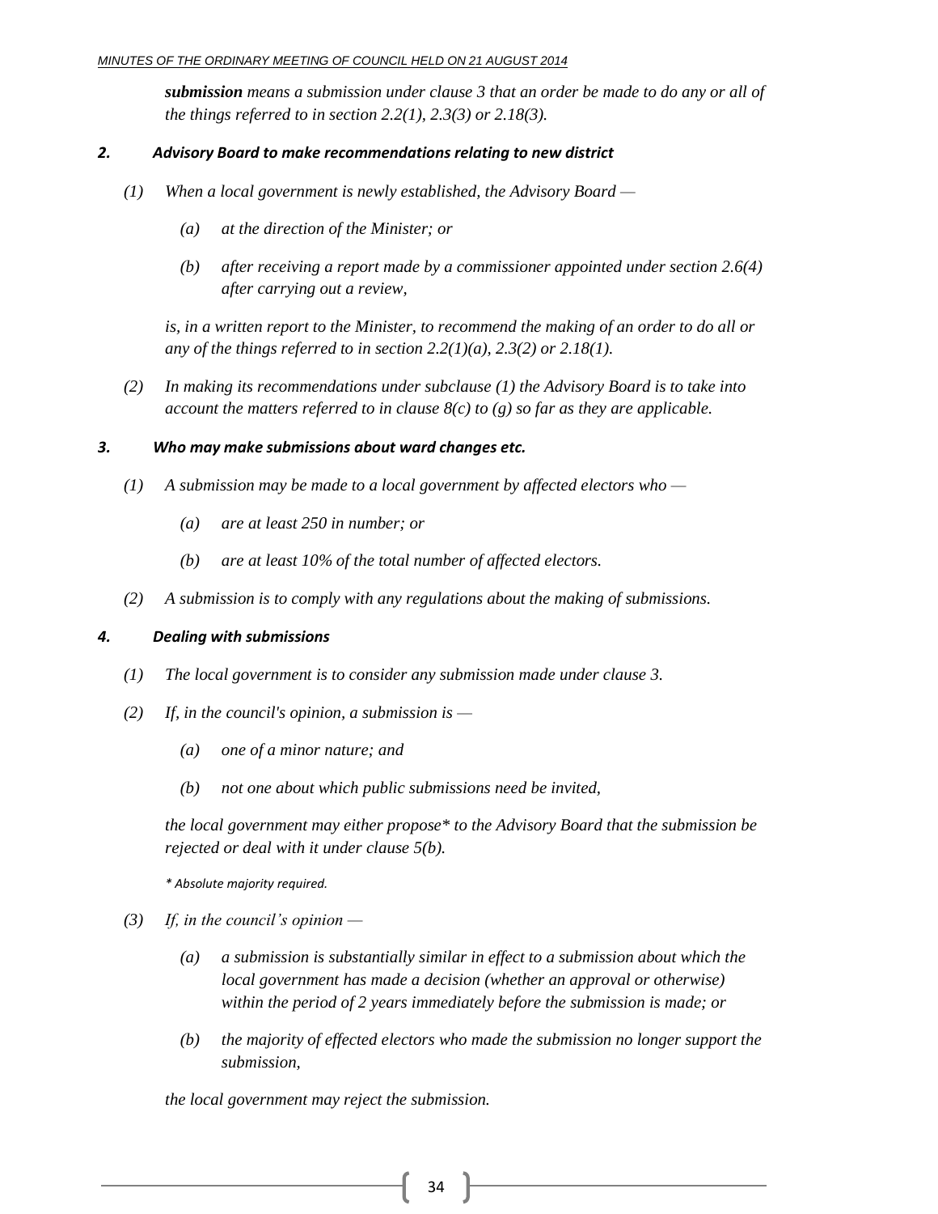***submission*** *means a submission under clause 3 that an order be made to do any or all of the things referred to in section 2.2(1), 2.3(3) or 2.18(3).*

### *2. Advisory Board to make recommendations relating to new district*

*(1) When a local government is newly established, the Advisory Board —*

*(a) at the direction of the Minister; or*

*(b) after receiving a report made by a commissioner appointed under section 2.6(4) after carrying out a review,*

*is, in a written report to the Minister, to recommend the making of an order to do all or any of the things referred to in section 2.2(1)(a), 2.3(2) or 2.18(1).*

*(2) In making its recommendations under subclause (1) the Advisory Board is to take into account the matters referred to in clause 8(c) to (g) so far as they are applicable.*

### *3. Who may make submissions about ward changes etc.*

*(1) A submission may be made to a local government by affected electors who —*

*(a) are at least 250 in number; or*

*(b) are at least 10% of the total number of affected electors.*

*(2) A submission is to comply with any regulations about the making of submissions.*

### *4. Dealing with submissions*

*(1) The local government is to consider any submission made under clause 3.*

*(2) If, in the council's opinion, a submission is —*

*(a) one of a minor nature; and*

*(b) not one about which public submissions need be invited,*

*the local government may either propose* to the Advisory Board that the submission be rejected or deal with it under clause 5(b).*

** Absolute majority required.*

*(3) If, in the council's opinion —*

*(a) a submission is substantially similar in effect to a submission about which the local government has made a decision (whether an approval or otherwise) within the period of 2 years immediately before the submission is made; or*

*(b) the majority of effected electors who made the submission no longer support the submission,*

*the local government may reject the submission.*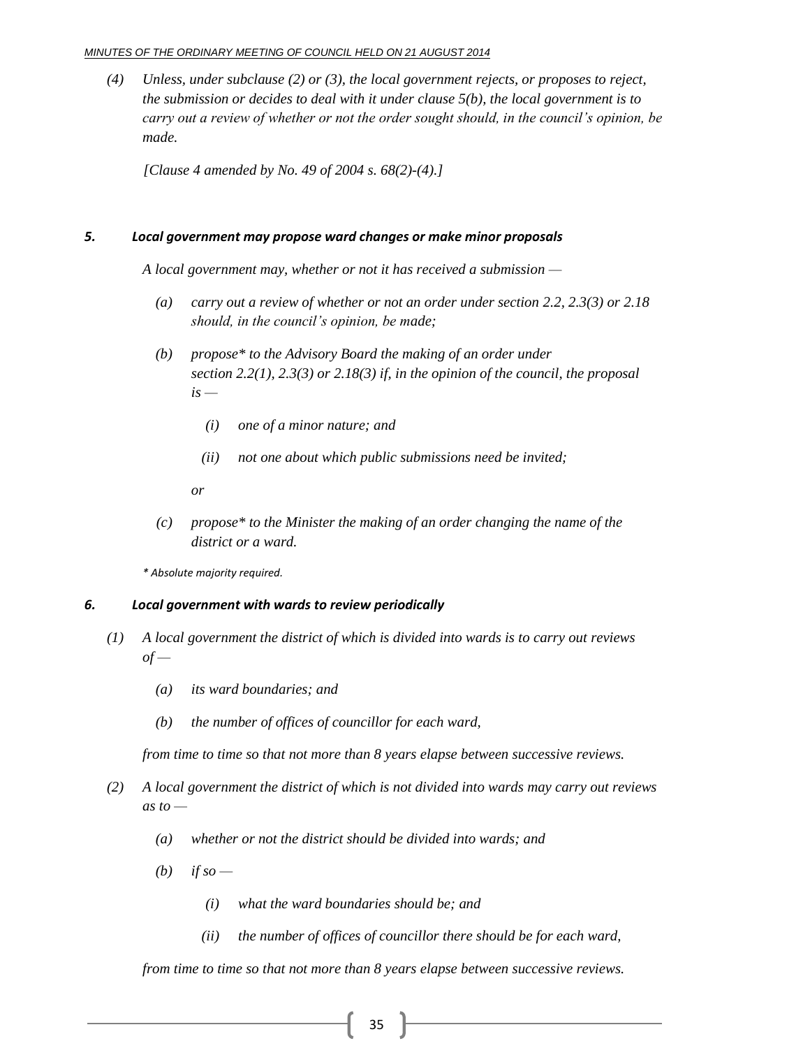*(4) Unless, under subclause (2) or (3), the local government rejects, or proposes to reject, the submission or decides to deal with it under clause 5(b), the local government is to carry out a review of whether or not the order sought should, in the council's opinion, be made.*

*[Clause 4 amended by No. 49 of 2004 s. 68(2)-(4).]*

### *5. Local government may propose ward changes or make minor proposals*

*A local government may, whether or not it has received a submission —*

*(a) carry out a review of whether or not an order under section 2.2, 2.3(3) or 2.18 should, in the council's opinion, be made;*

*(b) propose* to the Advisory Board the making of an order under section 2.2(1), 2.3(3) or 2.18(3) if, in the opinion of the council, the proposal is —*

*(i) one of a minor nature; and*

*(ii) not one about which public submissions need be invited;*

*or*

*(c) propose* to the Minister the making of an order changing the name of the district or a ward.*

*\* Absolute majority required.*

### *6. Local government with wards to review periodically*

*(1) A local government the district of which is divided into wards is to carry out reviews of —*

*(a) its ward boundaries; and*

*(b) the number of offices of councillor for each ward,*

*from time to time so that not more than 8 years elapse between successive reviews.*

*(2) A local government the district of which is not divided into wards may carry out reviews as to —*

*(a) whether or not the district should be divided into wards; and*

*(b) if so —*

*(i) what the ward boundaries should be; and*

*(ii) the number of offices of councillor there should be for each ward,*

*from time to time so that not more than 8 years elapse between successive reviews.*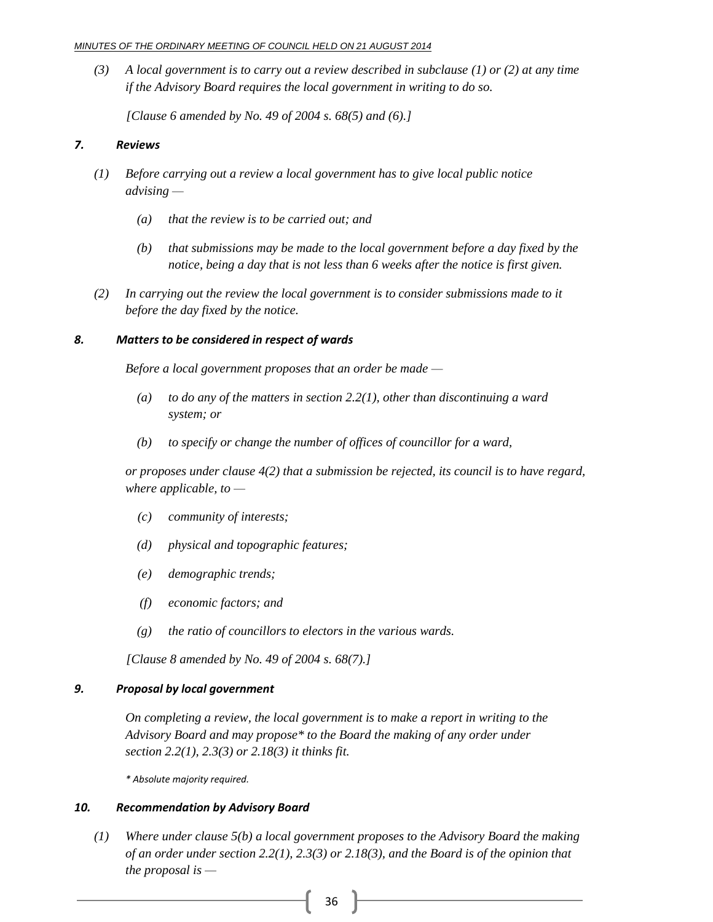*(3) A local government is to carry out a review described in subclause (1) or (2) at any time if the Advisory Board requires the local government in writing to do so.*

*[Clause 6 amended by No. 49 of 2004 s. 68(5) and (6).]*

### *7. Reviews*

*(1) Before carrying out a review a local government has to give local public notice advising —*

*(a) that the review is to be carried out; and*

*(b) that submissions may be made to the local government before a day fixed by the notice, being a day that is not less than 6 weeks after the notice is first given.*

*(2) In carrying out the review the local government is to consider submissions made to it before the day fixed by the notice.*

### *8. Matters to be considered in respect of wards*

*Before a local government proposes that an order be made —*

*(a) to do any of the matters in section 2.2(1), other than discontinuing a ward system; or*

*(b) to specify or change the number of offices of councillor for a ward,*

*or proposes under clause 4(2) that a submission be rejected, its council is to have regard, where applicable, to —*

*(c) community of interests;*

*(d) physical and topographic features;*

*(e) demographic trends;*

*(f) economic factors; and*

*(g) the ratio of councillors to electors in the various wards.*

*[Clause 8 amended by No. 49 of 2004 s. 68(7).]*

### *9. Proposal by local government*

*On completing a review, the local government is to make a report in writing to the Advisory Board and may propose\* to the Board the making of any order under section 2.2(1), 2.3(3) or 2.18(3) it thinks fit.*

*\* Absolute majority required.*

### *10. Recommendation by Advisory Board*

*(1) Where under clause 5(b) a local government proposes to the Advisory Board the making of an order under section 2.2(1), 2.3(3) or 2.18(3), and the Board is of the opinion that the proposal is —*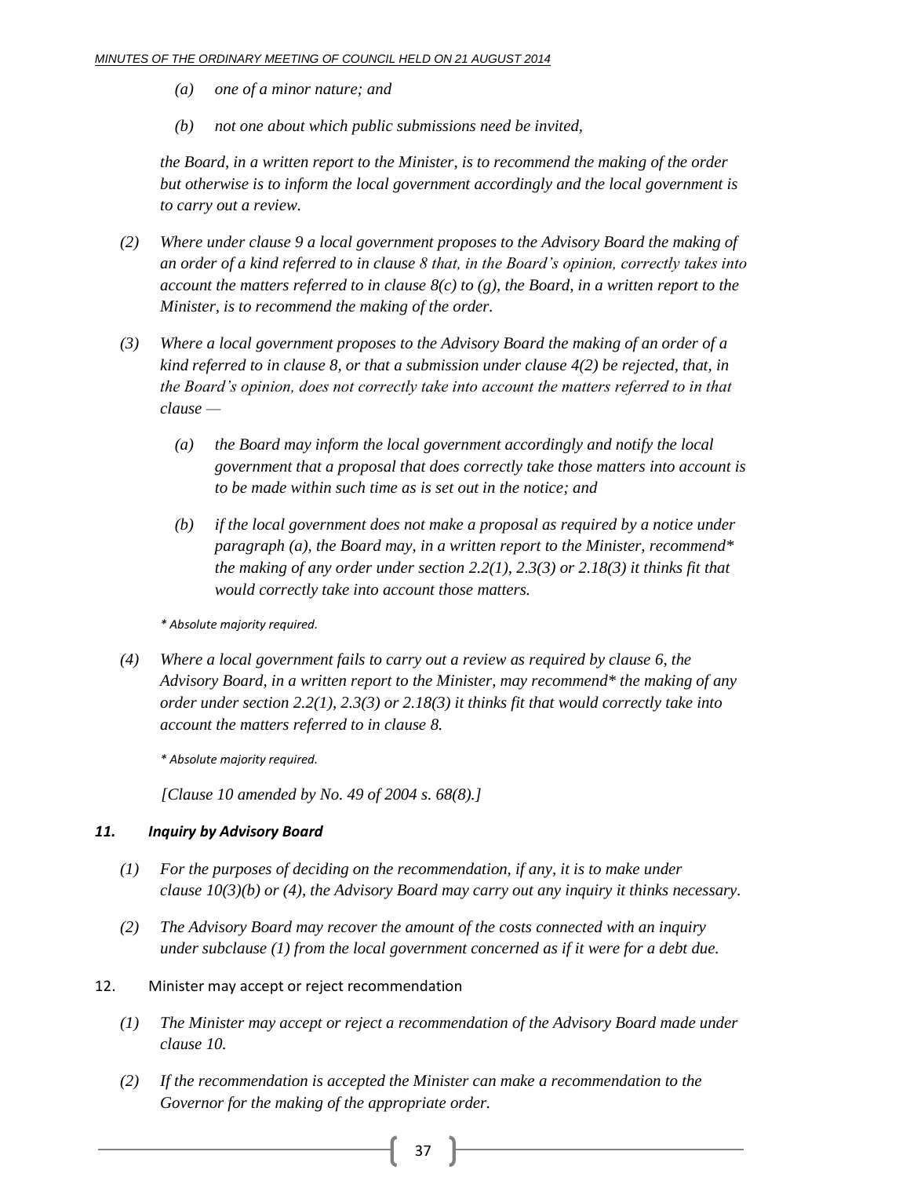*(a) one of a minor nature; and*

*(b) not one about which public submissions need be invited,*

*the Board, in a written report to the Minister, is to recommend the making of the order but otherwise is to inform the local government accordingly and the local government is to carry out a review.*

*(2) Where under clause 9 a local government proposes to the Advisory Board the making of an order of a kind referred to in clause 8 that, in the Board's opinion, correctly takes into account the matters referred to in clause 8(c) to (g), the Board, in a written report to the Minister, is to recommend the making of the order.*

*(3) Where a local government proposes to the Advisory Board the making of an order of a kind referred to in clause 8, or that a submission under clause 4(2) be rejected, that, in the Board's opinion, does not correctly take into account the matters referred to in that clause —*

*(a) the Board may inform the local government accordingly and notify the local government that a proposal that does correctly take those matters into account is to be made within such time as is set out in the notice; and*

*(b) if the local government does not make a proposal as required by a notice under paragraph (a), the Board may, in a written report to the Minister, recommend* the making of any order under section 2.2(1), 2.3(3) or 2.18(3) it thinks fit that would correctly take into account those matters.*

*\* Absolute majority required.*

*(4) Where a local government fails to carry out a review as required by clause 6, the Advisory Board, in a written report to the Minister, may recommend* the making of any order under section 2.2(1), 2.3(3) or 2.18(3) it thinks fit that would correctly take into account the matters referred to in clause 8.*

*\* Absolute majority required.*

*[Clause 10 amended by No. 49 of 2004 s. 68(8).]*

***11. Inquiry by Advisory Board***

*(1) For the purposes of deciding on the recommendation, if any, it is to make under clause 10(3)(b) or (4), the Advisory Board may carry out any inquiry it thinks necessary.*

*(2) The Advisory Board may recover the amount of the costs connected with an inquiry under subclause (1) from the local government concerned as if it were for a debt due.*

12. Minister may accept or reject recommendation

*(1) The Minister may accept or reject a recommendation of the Advisory Board made under clause 10.*

*(2) If the recommendation is accepted the Minister can make a recommendation to the Governor for the making of the appropriate order.*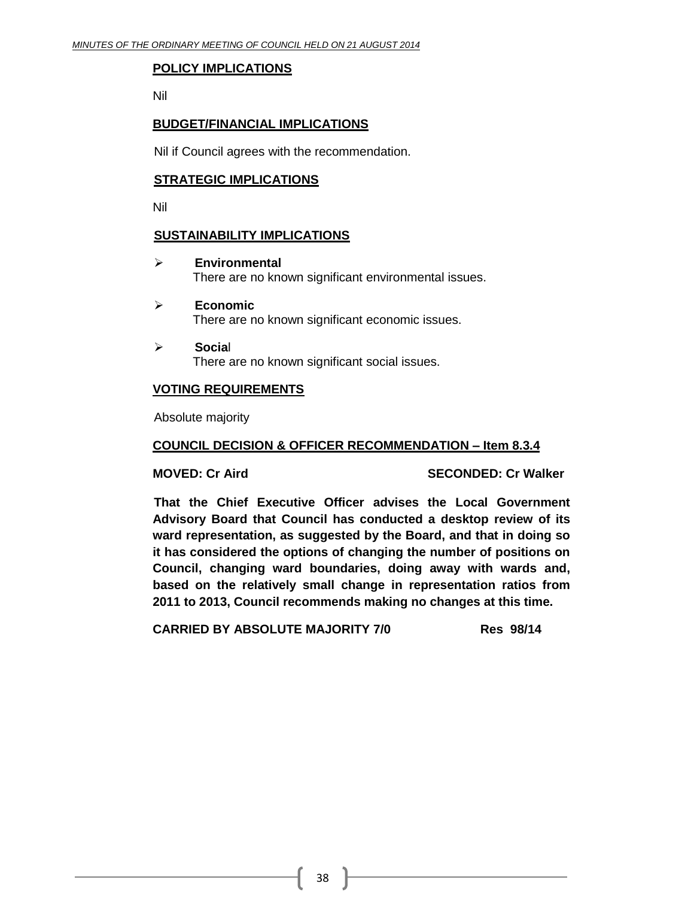**POLICY IMPLICATIONS**

Nil

**BUDGET/FINANCIAL IMPLICATIONS**

Nil if Council agrees with the recommendation.

**STRATEGIC IMPLICATIONS**

Nil

**SUSTAINABILITY IMPLICATIONS**

- **Environmental**
  There are no known significant environmental issues.

- **Economic**
  There are no known significant economic issues.

- **Social**
  There are no known significant social issues.

**VOTING REQUIREMENTS**

Absolute majority

**COUNCIL DECISION & OFFICER RECOMMENDATION – Item 8.3.4**

**MOVED: Cr Aird** **SECONDED: Cr Walker**

**That the Chief Executive Officer advises the Local Government Advisory Board that Council has conducted a desktop review of its ward representation, as suggested by the Board, and that in doing so it has considered the options of changing the number of positions on Council, changing ward boundaries, doing away with wards and, based on the relatively small change in representation ratios from 2011 to 2013, Council recommends making no changes at this time.**

**CARRIED BY ABSOLUTE MAJORITY 7/0** **Res 98/14**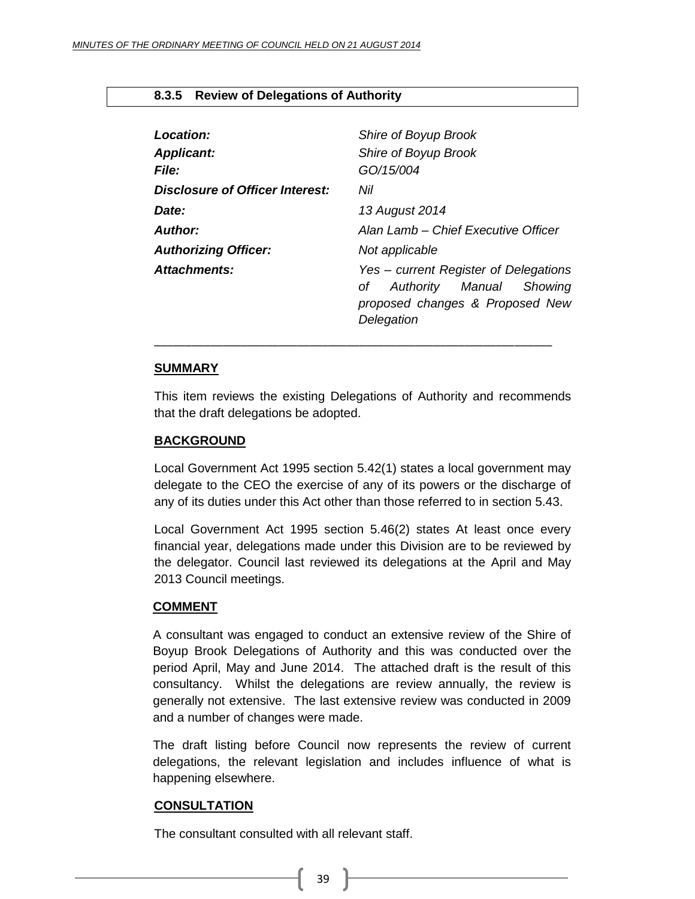### 8.3.5 Review of Delegations of Authority

| | |
|---|---|
| ***Location:*** | *Shire of Boyup Brook* |
| ***Applicant:*** | *Shire of Boyup Brook* |
| ***File:*** | *GO/15/004* |
| ***Disclosure of Officer Interest:*** | *Nil* |
| ***Date:*** | *13 August 2014* |
| ***Author:*** | *Alan Lamb – Chief Executive Officer* |
| ***Authorizing Officer:*** | *Not applicable* |
| ***Attachments:*** | *Yes – current Register of Delegations of Authority Manual Showing proposed changes & Proposed New Delegation* |

---

**SUMMARY**

This item reviews the existing Delegations of Authority and recommends that the draft delegations be adopted.

**BACKGROUND**

Local Government Act 1995 section 5.42(1) states a local government may delegate to the CEO the exercise of any of its powers or the discharge of any of its duties under this Act other than those referred to in section 5.43.

Local Government Act 1995 section 5.46(2) states At least once every financial year, delegations made under this Division are to be reviewed by the delegator. Council last reviewed its delegations at the April and May 2013 Council meetings.

**COMMENT**

A consultant was engaged to conduct an extensive review of the Shire of Boyup Brook Delegations of Authority and this was conducted over the period April, May and June 2014. The attached draft is the result of this consultancy. Whilst the delegations are review annually, the review is generally not extensive. The last extensive review was conducted in 2009 and a number of changes were made.

The draft listing before Council now represents the review of current delegations, the relevant legislation and includes influence of what is happening elsewhere.

**CONSULTATION**

The consultant consulted with all relevant staff.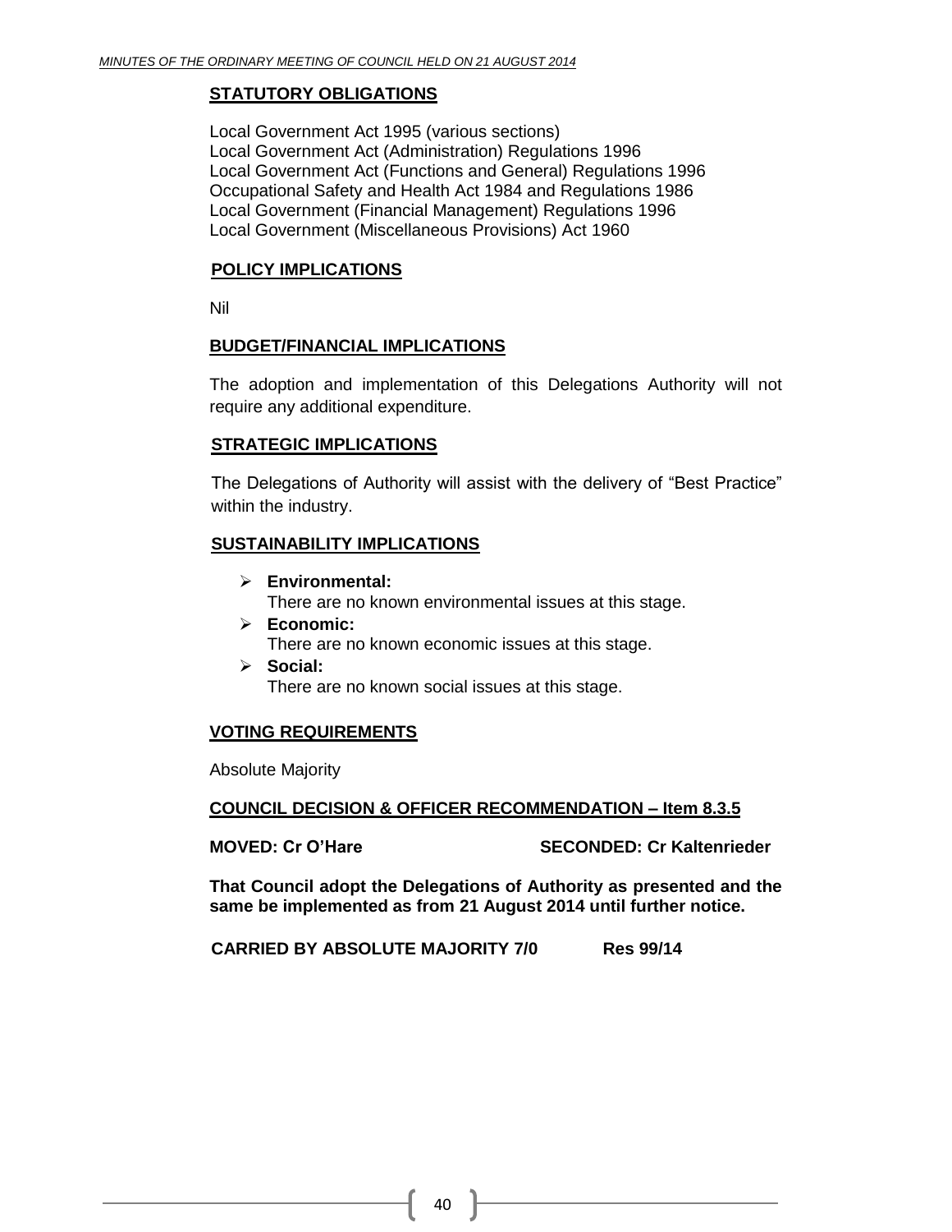## STATUTORY OBLIGATIONS

Local Government Act 1995 (various sections)
Local Government Act (Administration) Regulations 1996
Local Government Act (Functions and General) Regulations 1996
Occupational Safety and Health Act 1984 and Regulations 1986
Local Government (Financial Management) Regulations 1996
Local Government (Miscellaneous Provisions) Act 1960

## POLICY IMPLICATIONS

Nil

## BUDGET/FINANCIAL IMPLICATIONS

The adoption and implementation of this Delegations Authority will not require any additional expenditure.

## STRATEGIC IMPLICATIONS

The Delegations of Authority will assist with the delivery of "Best Practice" within the industry.

## SUSTAINABILITY IMPLICATIONS

- **Environmental:**
  There are no known environmental issues at this stage.
- **Economic:**
  There are no known economic issues at this stage.
- **Social:**
  There are no known social issues at this stage.

## VOTING REQUIREMENTS

Absolute Majority

## COUNCIL DECISION & OFFICER RECOMMENDATION – Item 8.3.5

**MOVED: Cr O'Hare** **SECONDED: Cr Kaltenrieder**

**That Council adopt the Delegations of Authority as presented and the same be implemented as from 21 August 2014 until further notice.**

**CARRIED BY ABSOLUTE MAJORITY 7/0 Res 99/14**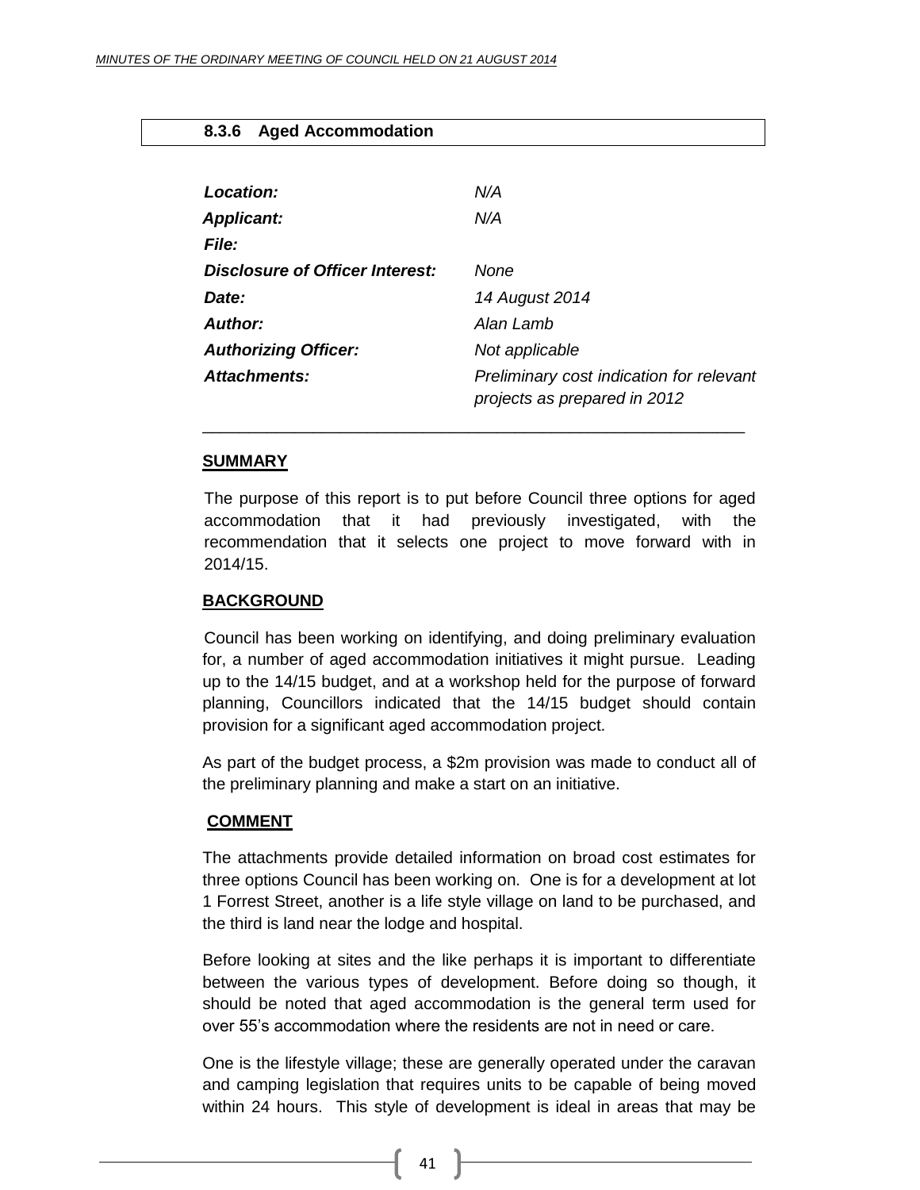### 8.3.6 Aged Accommodation

| | |
|---|---|
| ***Location:*** | *N/A* |
| ***Applicant:*** | *N/A* |
| ***File:*** | |
| ***Disclosure of Officer Interest:*** | *None* |
| ***Date:*** | *14 August 2014* |
| ***Author:*** | *Alan Lamb* |
| ***Authorizing Officer:*** | *Not applicable* |
| ***Attachments:*** | *Preliminary cost indication for relevant projects as prepared in 2012* |

---

**SUMMARY**

The purpose of this report is to put before Council three options for aged accommodation that it had previously investigated, with the recommendation that it selects one project to move forward with in 2014/15.

**BACKGROUND**

Council has been working on identifying, and doing preliminary evaluation for, a number of aged accommodation initiatives it might pursue. Leading up to the 14/15 budget, and at a workshop held for the purpose of forward planning, Councillors indicated that the 14/15 budget should contain provision for a significant aged accommodation project.

As part of the budget process, a $2m provision was made to conduct all of the preliminary planning and make a start on an initiative.

**COMMENT**

The attachments provide detailed information on broad cost estimates for three options Council has been working on. One is for a development at lot 1 Forrest Street, another is a life style village on land to be purchased, and the third is land near the lodge and hospital.

Before looking at sites and the like perhaps it is important to differentiate between the various types of development. Before doing so though, it should be noted that aged accommodation is the general term used for over 55's accommodation where the residents are not in need or care.

One is the lifestyle village; these are generally operated under the caravan and camping legislation that requires units to be capable of being moved within 24 hours. This style of development is ideal in areas that may be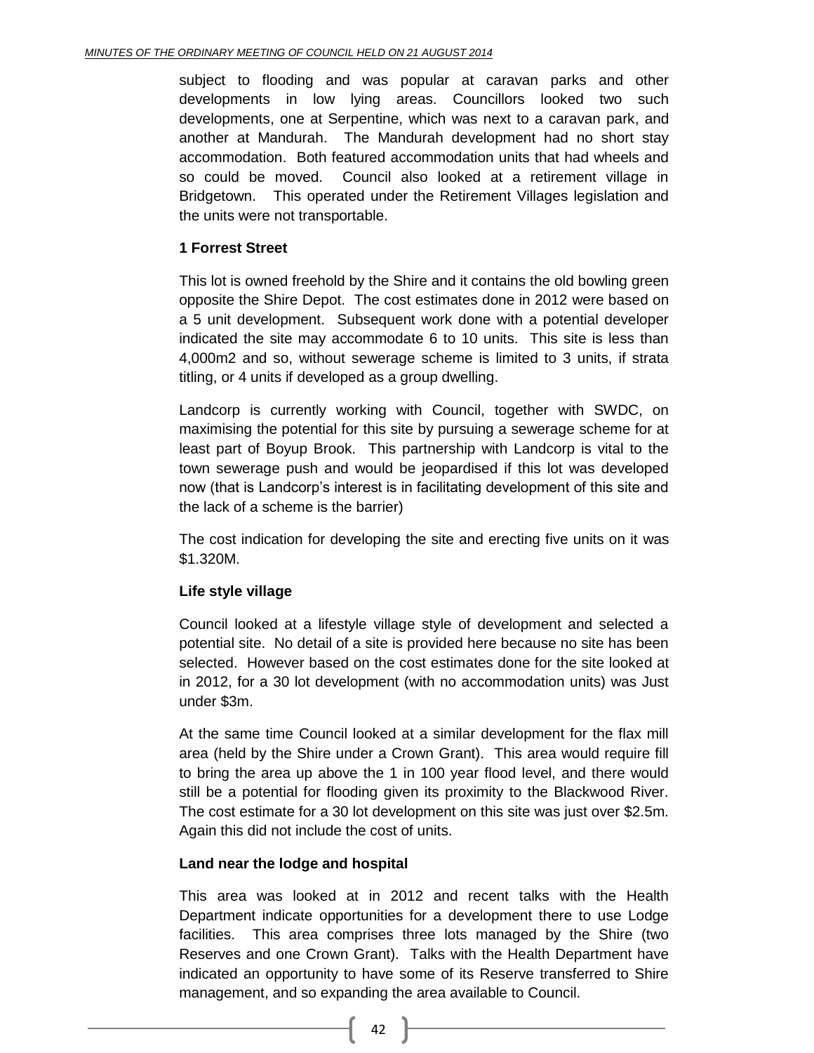subject to flooding and was popular at caravan parks and other developments in low lying areas. Councillors looked two such developments, one at Serpentine, which was next to a caravan park, and another at Mandurah. The Mandurah development had no short stay accommodation. Both featured accommodation units that had wheels and so could be moved. Council also looked at a retirement village in Bridgetown. This operated under the Retirement Villages legislation and the units were not transportable.

**1 Forrest Street**

This lot is owned freehold by the Shire and it contains the old bowling green opposite the Shire Depot. The cost estimates done in 2012 were based on a 5 unit development. Subsequent work done with a potential developer indicated the site may accommodate 6 to 10 units. This site is less than 4,000m2 and so, without sewerage scheme is limited to 3 units, if strata titling, or 4 units if developed as a group dwelling.

Landcorp is currently working with Council, together with SWDC, on maximising the potential for this site by pursuing a sewerage scheme for at least part of Boyup Brook. This partnership with Landcorp is vital to the town sewerage push and would be jeopardised if this lot was developed now (that is Landcorp's interest is in facilitating development of this site and the lack of a scheme is the barrier)

The cost indication for developing the site and erecting five units on it was $1.320M.

**Life style village**

Council looked at a lifestyle village style of development and selected a potential site. No detail of a site is provided here because no site has been selected. However based on the cost estimates done for the site looked at in 2012, for a 30 lot development (with no accommodation units) was Just under $3m.

At the same time Council looked at a similar development for the flax mill area (held by the Shire under a Crown Grant). This area would require fill to bring the area up above the 1 in 100 year flood level, and there would still be a potential for flooding given its proximity to the Blackwood River. The cost estimate for a 30 lot development on this site was just over $2.5m. Again this did not include the cost of units.

**Land near the lodge and hospital**

This area was looked at in 2012 and recent talks with the Health Department indicate opportunities for a development there to use Lodge facilities. This area comprises three lots managed by the Shire (two Reserves and one Crown Grant). Talks with the Health Department have indicated an opportunity to have some of its Reserve transferred to Shire management, and so expanding the area available to Council.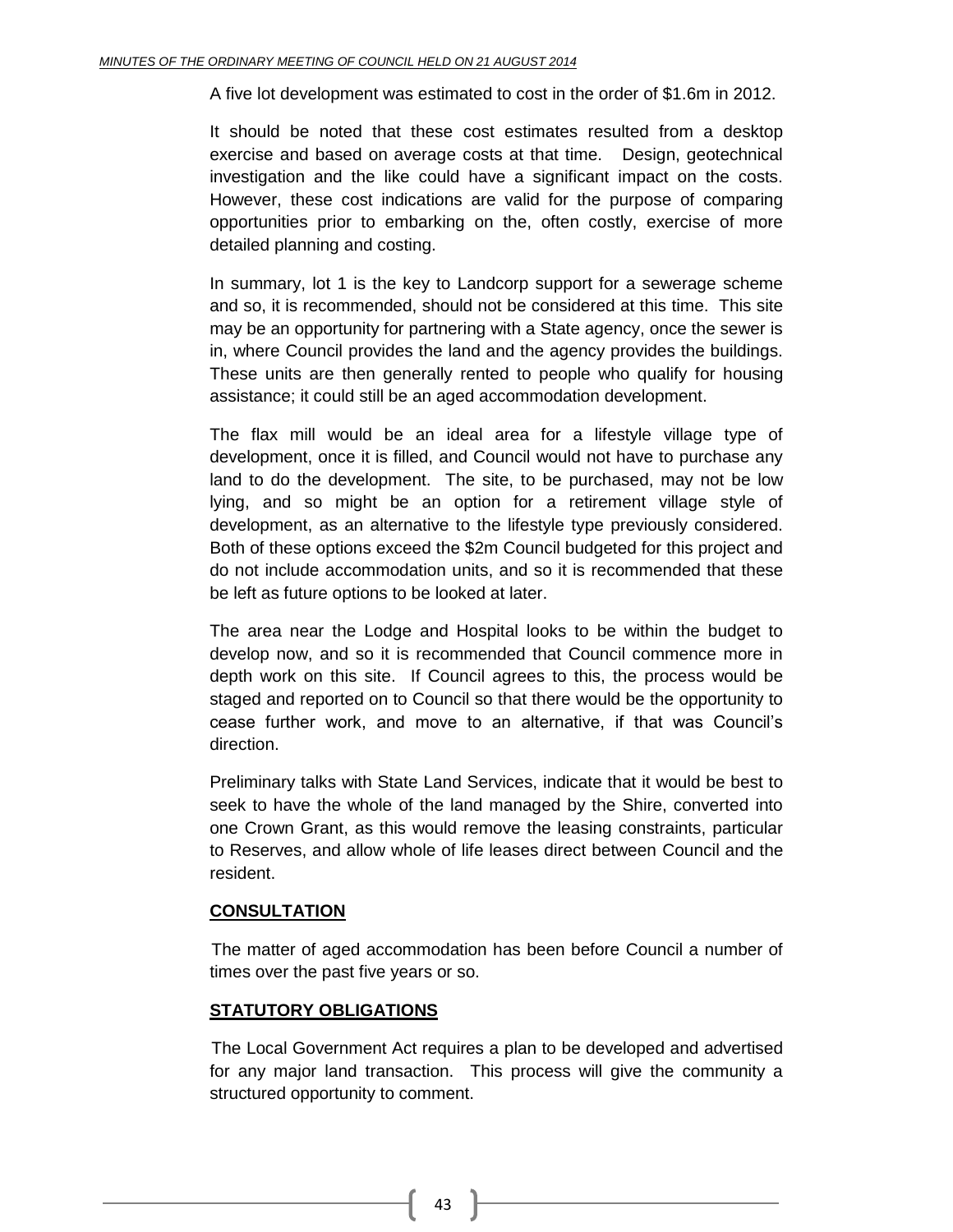A five lot development was estimated to cost in the order of $1.6m in 2012.

It should be noted that these cost estimates resulted from a desktop exercise and based on average costs at that time. Design, geotechnical investigation and the like could have a significant impact on the costs. However, these cost indications are valid for the purpose of comparing opportunities prior to embarking on the, often costly, exercise of more detailed planning and costing.

In summary, lot 1 is the key to Landcorp support for a sewerage scheme and so, it is recommended, should not be considered at this time. This site may be an opportunity for partnering with a State agency, once the sewer is in, where Council provides the land and the agency provides the buildings. These units are then generally rented to people who qualify for housing assistance; it could still be an aged accommodation development.

The flax mill would be an ideal area for a lifestyle village type of development, once it is filled, and Council would not have to purchase any land to do the development. The site, to be purchased, may not be low lying, and so might be an option for a retirement village style of development, as an alternative to the lifestyle type previously considered. Both of these options exceed the $2m Council budgeted for this project and do not include accommodation units, and so it is recommended that these be left as future options to be looked at later.

The area near the Lodge and Hospital looks to be within the budget to develop now, and so it is recommended that Council commence more in depth work on this site. If Council agrees to this, the process would be staged and reported on to Council so that there would be the opportunity to cease further work, and move to an alternative, if that was Council's direction.

Preliminary talks with State Land Services, indicate that it would be best to seek to have the whole of the land managed by the Shire, converted into one Crown Grant, as this would remove the leasing constraints, particular to Reserves, and allow whole of life leases direct between Council and the resident.

## CONSULTATION

The matter of aged accommodation has been before Council a number of times over the past five years or so.

## STATUTORY OBLIGATIONS

The Local Government Act requires a plan to be developed and advertised for any major land transaction. This process will give the community a structured opportunity to comment.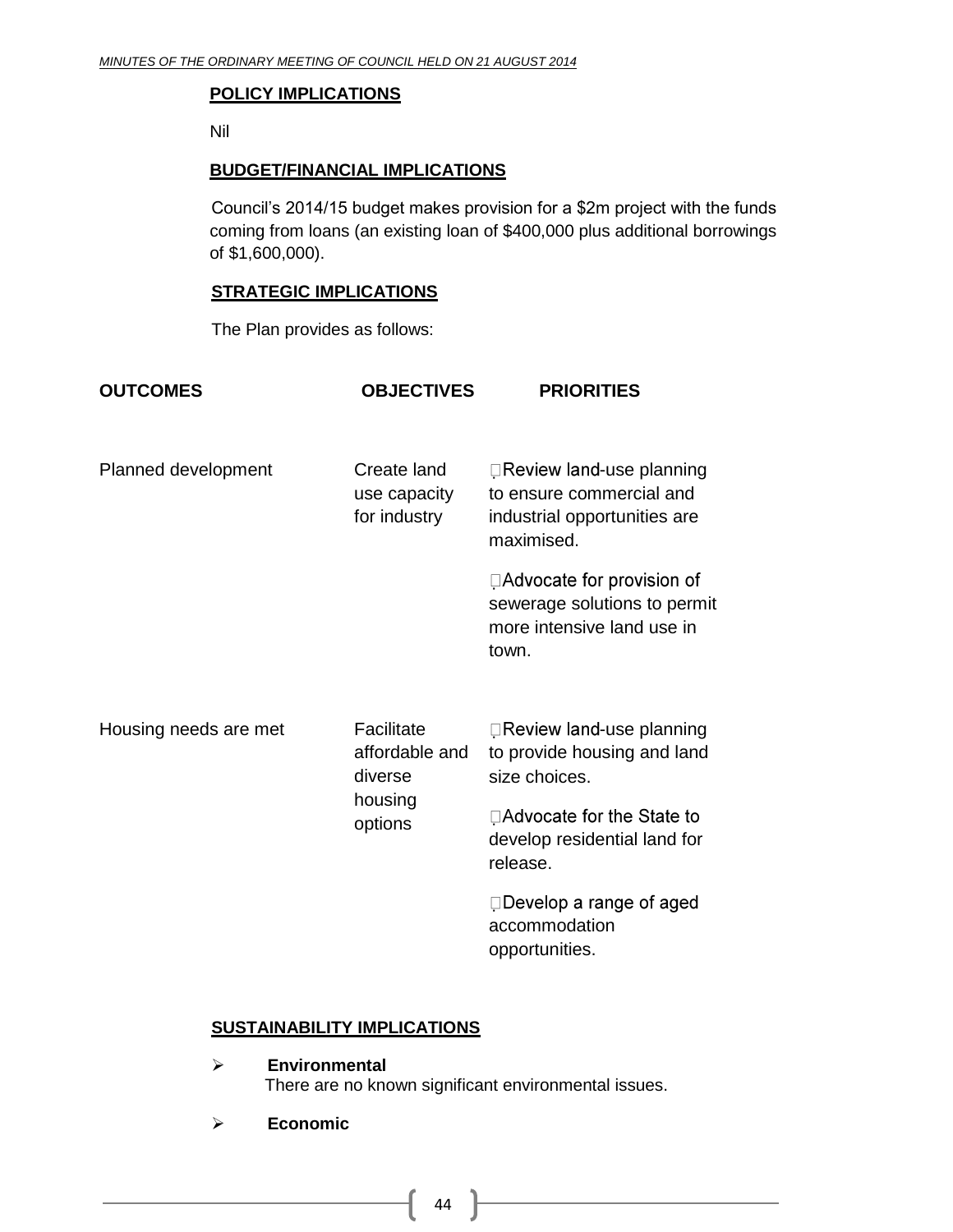**POLICY IMPLICATIONS**

Nil

**BUDGET/FINANCIAL IMPLICATIONS**

Council's 2014/15 budget makes provision for a $2m project with the funds coming from loans (an existing loan of $400,000 plus additional borrowings of $1,600,000).

**STRATEGIC IMPLICATIONS**

The Plan provides as follows:

| OUTCOMES | OBJECTIVES | PRIORITIES |
|---|---|---|
| Planned development | Create land use capacity for industry | - Review land-use planning to ensure commercial and industrial opportunities are maximised.<br>- Advocate for provision of sewerage solutions to permit more intensive land use in town. |
| Housing needs are met | Facilitate affordable and diverse housing options | - Review land-use planning to provide housing and land size choices.<br>- Advocate for the State to develop residential land for release.<br>- Develop a range of aged accommodation opportunities. |

**SUSTAINABILITY IMPLICATIONS**

- **Environmental**
  There are no known significant environmental issues.
- **Economic**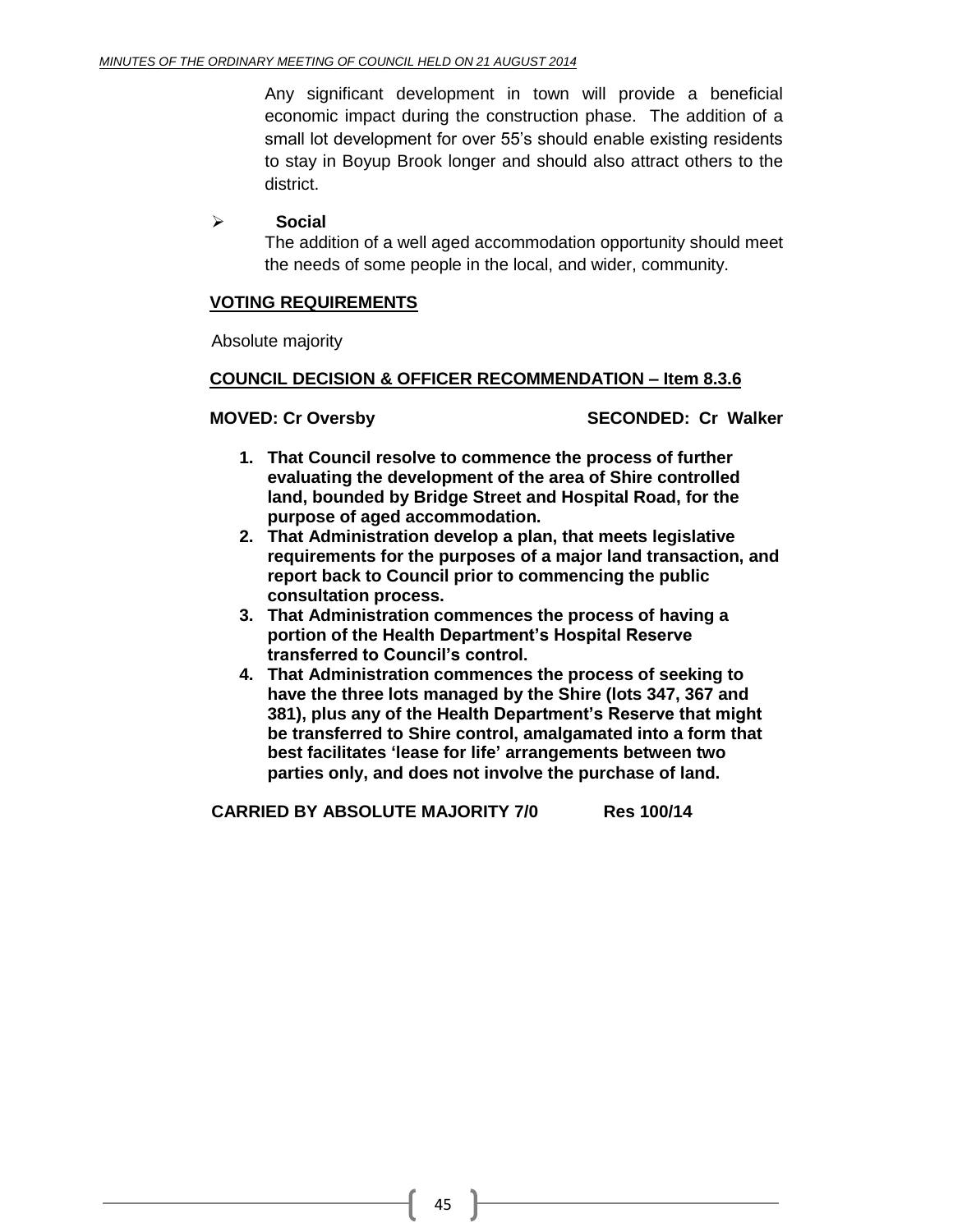Any significant development in town will provide a beneficial economic impact during the construction phase. The addition of a small lot development for over 55's should enable existing residents to stay in Boyup Brook longer and should also attract others to the district.

- **Social**
  
  The addition of a well aged accommodation opportunity should meet the needs of some people in the local, and wider, community.

**VOTING REQUIREMENTS**

Absolute majority

**COUNCIL DECISION & OFFICER RECOMMENDATION – Item 8.3.6**

**MOVED: Cr Oversby** **SECONDED: Cr Walker**

1. **That Council resolve to commence the process of further evaluating the development of the area of Shire controlled land, bounded by Bridge Street and Hospital Road, for the purpose of aged accommodation.**
2. **That Administration develop a plan, that meets legislative requirements for the purposes of a major land transaction, and report back to Council prior to commencing the public consultation process.**
3. **That Administration commences the process of having a portion of the Health Department's Hospital Reserve transferred to Council's control.**
4. **That Administration commences the process of seeking to have the three lots managed by the Shire (lots 347, 367 and 381), plus any of the Health Department's Reserve that might be transferred to Shire control, amalgamated into a form that best facilitates 'lease for life' arrangements between two parties only, and does not involve the purchase of land.**

**CARRIED BY ABSOLUTE MAJORITY 7/0** **Res 100/14**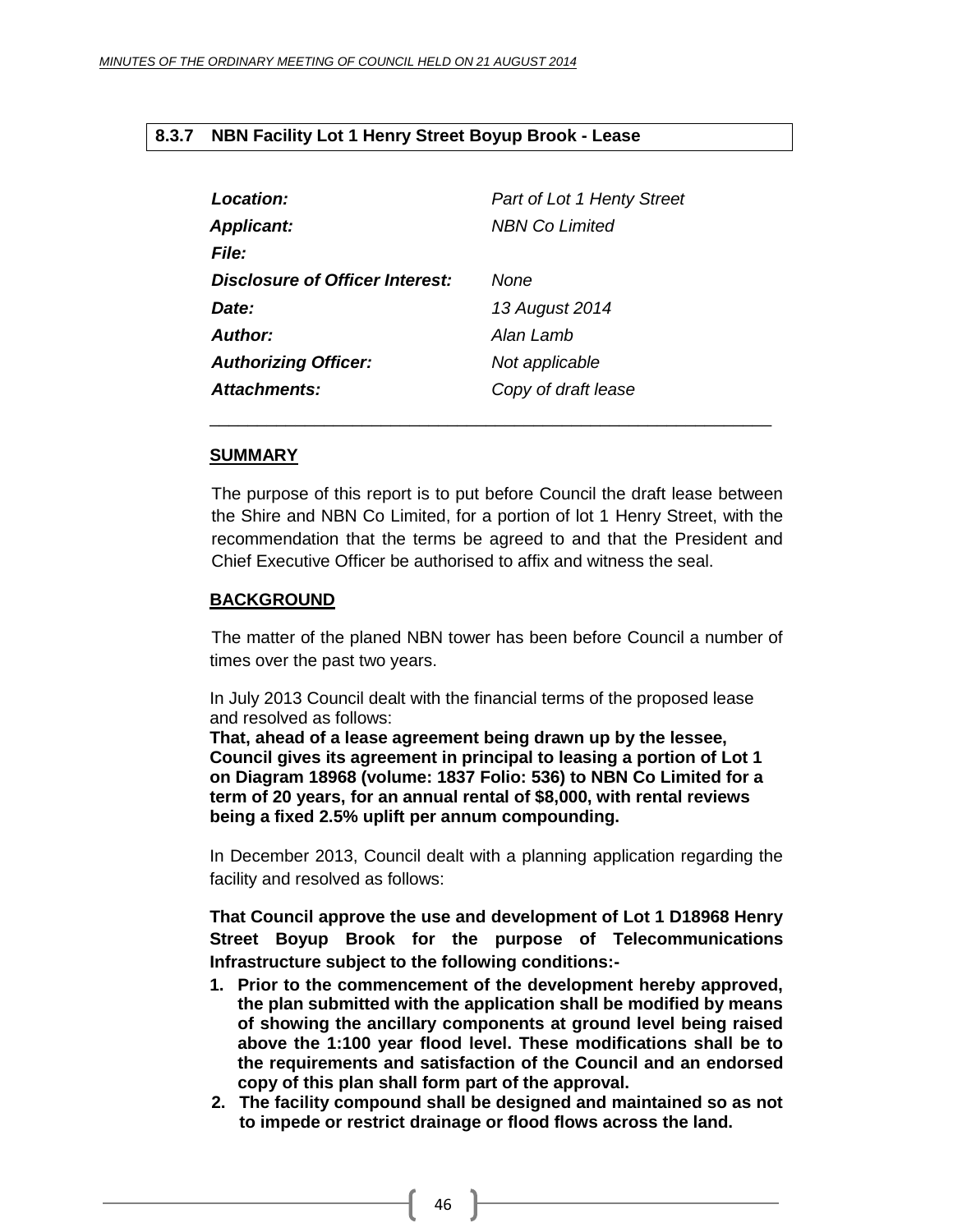## 8.3.7 NBN Facility Lot 1 Henry Street Boyup Brook - Lease

| | |
|---|---|
| ***Location:*** | *Part of Lot 1 Henty Street* |
| ***Applicant:*** | *NBN Co Limited* |
| ***File:*** | |
| ***Disclosure of Officer Interest:*** | *None* |
| ***Date:*** | *13 August 2014* |
| ***Author:*** | *Alan Lamb* |
| ***Authorizing Officer:*** | *Not applicable* |
| ***Attachments:*** | *Copy of draft lease* |

---

**SUMMARY**

The purpose of this report is to put before Council the draft lease between the Shire and NBN Co Limited, for a portion of lot 1 Henry Street, with the recommendation that the terms be agreed to and that the President and Chief Executive Officer be authorised to affix and witness the seal.

**BACKGROUND**

The matter of the planed NBN tower has been before Council a number of times over the past two years.

In July 2013 Council dealt with the financial terms of the proposed lease and resolved as follows:
**That, ahead of a lease agreement being drawn up by the lessee, Council gives its agreement in principal to leasing a portion of Lot 1 on Diagram 18968 (volume: 1837 Folio: 536) to NBN Co Limited for a term of 20 years, for an annual rental of $8,000, with rental reviews being a fixed 2.5% uplift per annum compounding.**

In December 2013, Council dealt with a planning application regarding the facility and resolved as follows:

**That Council approve the use and development of Lot 1 D18968 Henry Street Boyup Brook for the purpose of Telecommunications Infrastructure subject to the following conditions:-**

1. **Prior to the commencement of the development hereby approved, the plan submitted with the application shall be modified by means of showing the ancillary components at ground level being raised above the 1:100 year flood level. These modifications shall be to the requirements and satisfaction of the Council and an endorsed copy of this plan shall form part of the approval.**
2. **The facility compound shall be designed and maintained so as not to impede or restrict drainage or flood flows across the land.**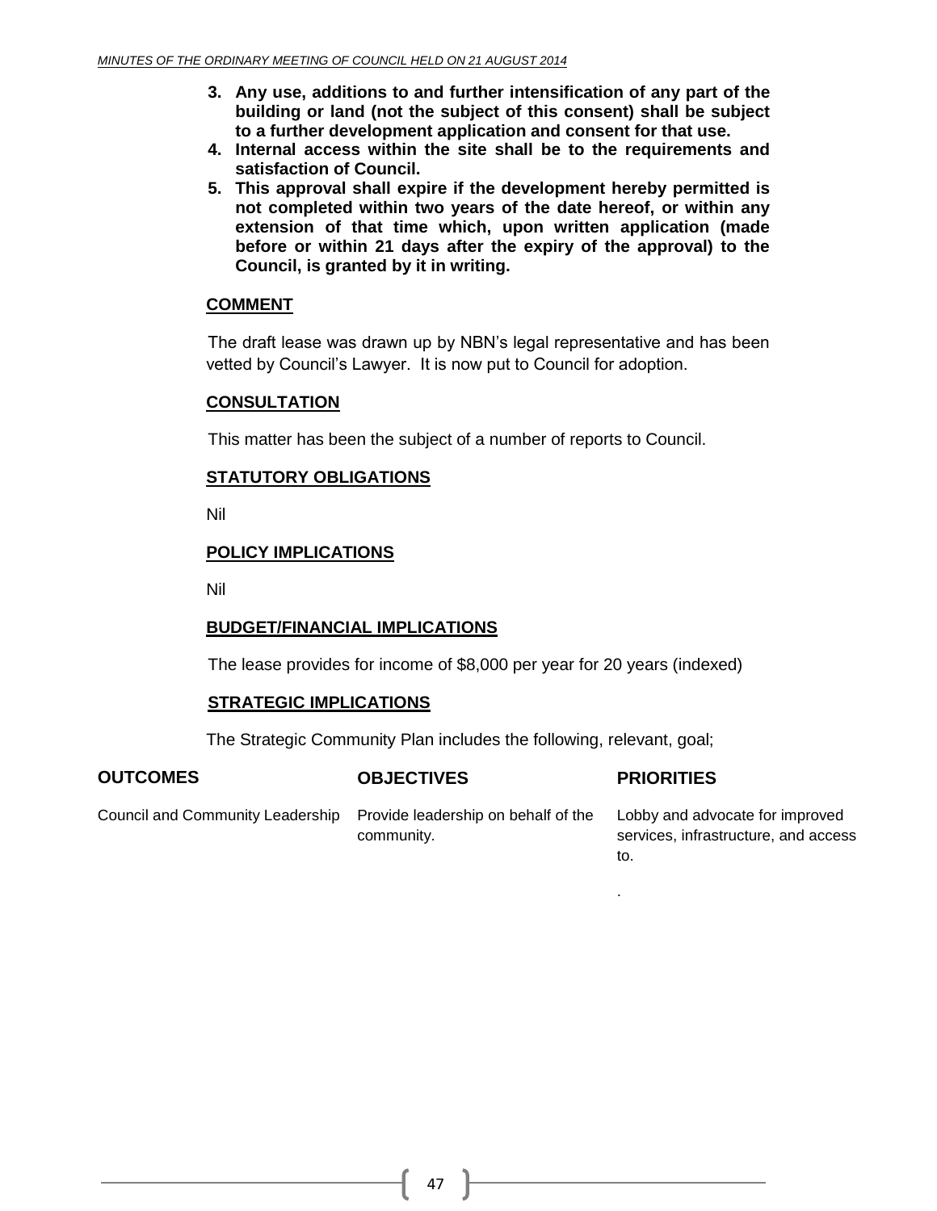3. **Any use, additions to and further intensification of any part of the building or land (not the subject of this consent) shall be subject to a further development application and consent for that use.**
4. **Internal access within the site shall be to the requirements and satisfaction of Council.**
5. **This approval shall expire if the development hereby permitted is not completed within two years of the date hereof, or within any extension of that time which, upon written application (made before or within 21 days after the expiry of the approval) to the Council, is granted by it in writing.**

## COMMENT

The draft lease was drawn up by NBN's legal representative and has been vetted by Council's Lawyer. It is now put to Council for adoption.

## CONSULTATION

This matter has been the subject of a number of reports to Council.

## STATUTORY OBLIGATIONS

Nil

## POLICY IMPLICATIONS

Nil

## BUDGET/FINANCIAL IMPLICATIONS

The lease provides for income of $8,000 per year for 20 years (indexed)

## STRATEGIC IMPLICATIONS

The Strategic Community Plan includes the following, relevant, goal;

| OUTCOMES | OBJECTIVES | PRIORITIES |
|---|---|---|
| Council and Community Leadership | Provide leadership on behalf of the community. | Lobby and advocate for improved services, infrastructure, and access to. |
| | | . |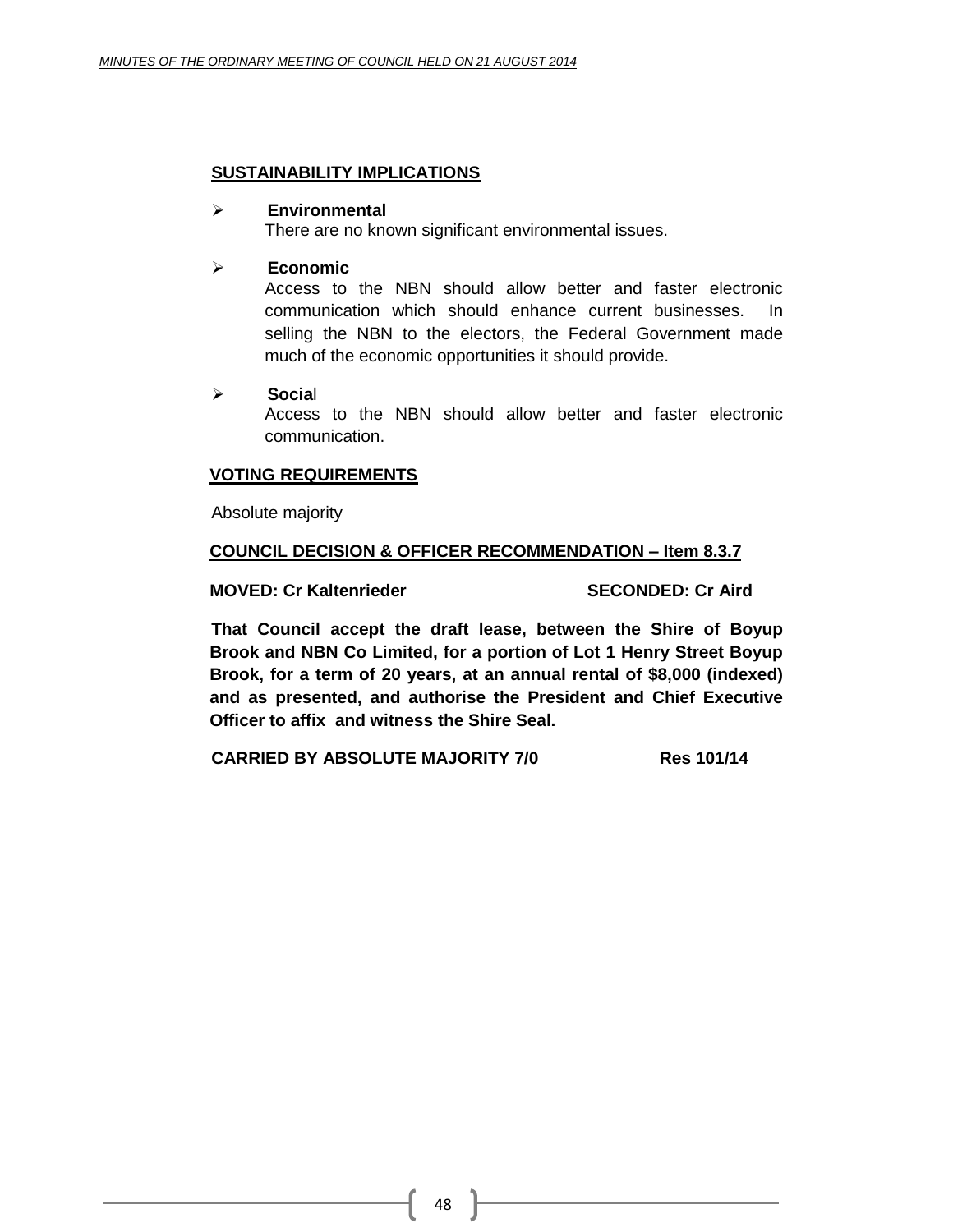## SUSTAINABILITY IMPLICATIONS

- **Environmental**
  There are no known significant environmental issues.

- **Economic**
  Access to the NBN should allow better and faster electronic communication which should enhance current businesses. In selling the NBN to the electors, the Federal Government made much of the economic opportunities it should provide.

- **Social**
  Access to the NBN should allow better and faster electronic communication.

## VOTING REQUIREMENTS

Absolute majority

## COUNCIL DECISION & OFFICER RECOMMENDATION – Item 8.3.7

**MOVED: Cr Kaltenrieder SECONDED: Cr Aird**

**That Council accept the draft lease, between the Shire of Boyup Brook and NBN Co Limited, for a portion of Lot 1 Henry Street Boyup Brook, for a term of 20 years, at an annual rental of $8,000 (indexed) and as presented, and authorise the President and Chief Executive Officer to affix and witness the Shire Seal.**

**CARRIED BY ABSOLUTE MAJORITY 7/0 Res 101/14**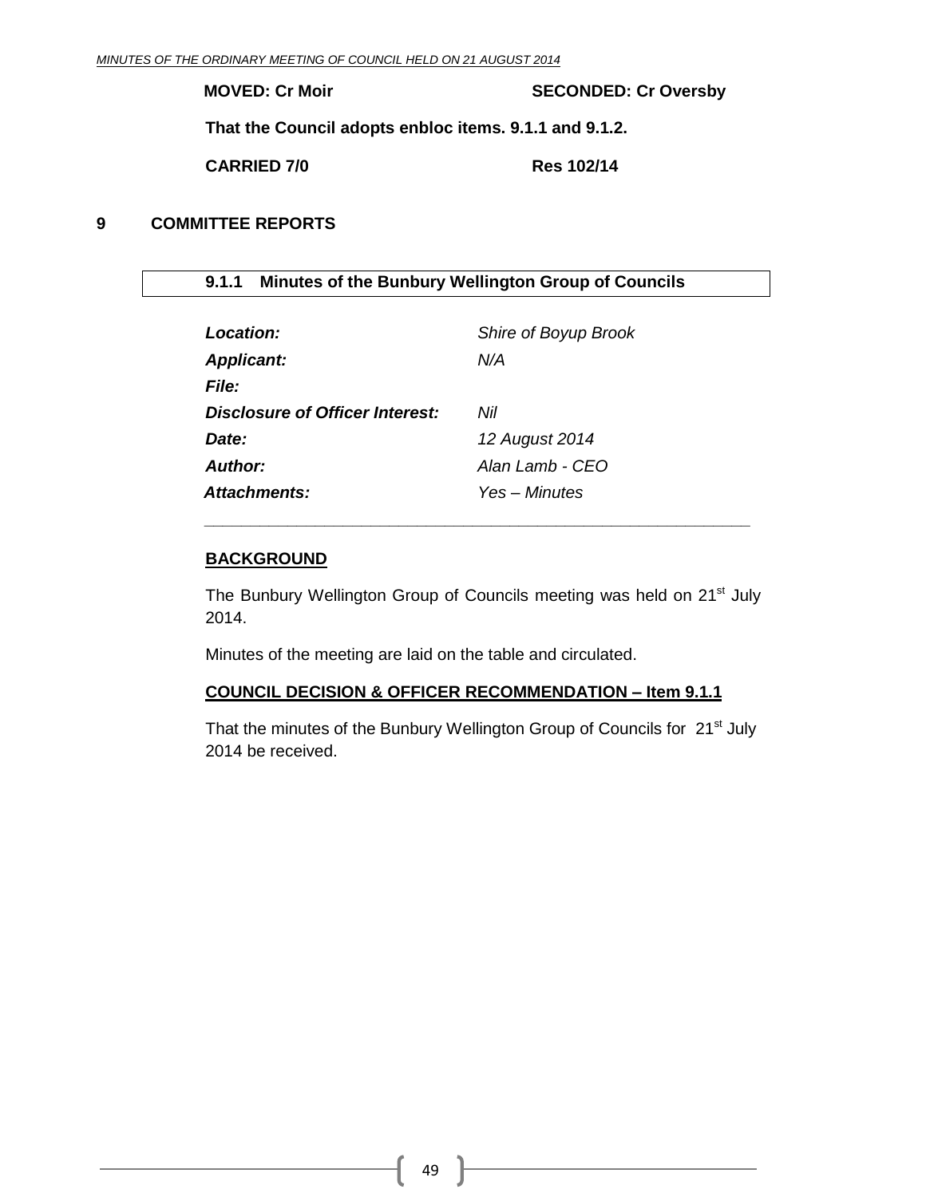**MOVED: Cr Moir** **SECONDED: Cr Oversby**

**That the Council adopts enbloc items. 9.1.1 and 9.1.2.**

**CARRIED 7/0** **Res 102/14**

# 9 COMMITTEE REPORTS

## 9.1.1 Minutes of the Bunbury Wellington Group of Councils

| | |
|---|---|
| ***Location:*** | *Shire of Boyup Brook* |
| ***Applicant:*** | *N/A* |
| ***File:*** | |
| ***Disclosure of Officer Interest:*** | *Nil* |
| ***Date:*** | *12 August 2014* |
| ***Author:*** | *Alan Lamb - CEO* |
| ***Attachments:*** | *Yes – Minutes* |

---

**BACKGROUND**

The Bunbury Wellington Group of Councils meeting was held on 21st July 2014.

Minutes of the meeting are laid on the table and circulated.

**COUNCIL DECISION & OFFICER RECOMMENDATION – Item 9.1.1**

That the minutes of the Bunbury Wellington Group of Councils for 21st July 2014 be received.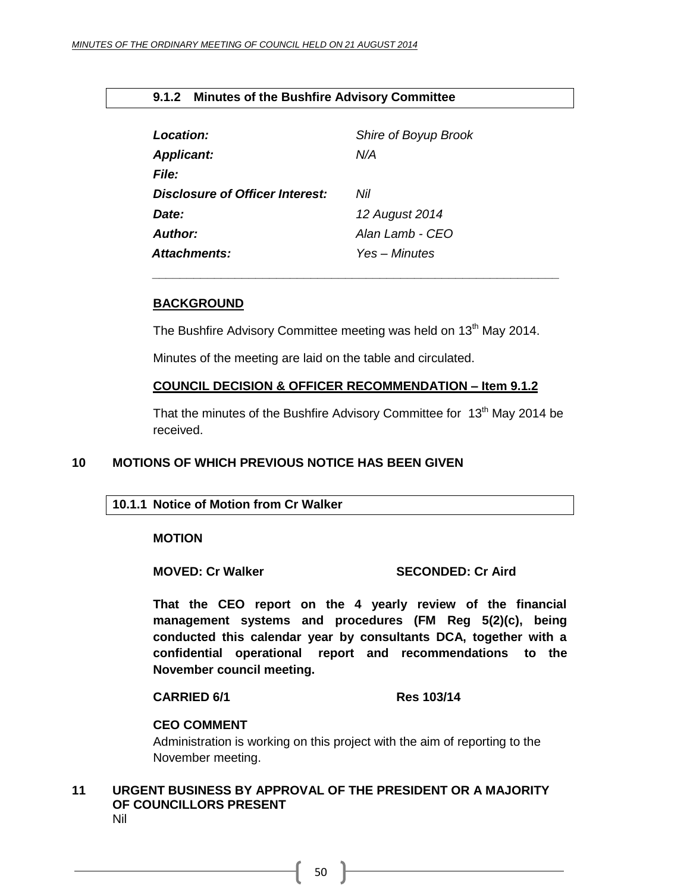### 9.1.2 Minutes of the Bushfire Advisory Committee

| | |
|---|---|
| ***Location:*** | *Shire of Boyup Brook* |
| ***Applicant:*** | *N/A* |
| ***File:*** | |
| ***Disclosure of Officer Interest:*** | *Nil* |
| ***Date:*** | *12 August 2014* |
| ***Author:*** | *Alan Lamb - CEO* |
| ***Attachments:*** | *Yes – Minutes* |

---

**BACKGROUND**

The Bushfire Advisory Committee meeting was held on 13th May 2014.

Minutes of the meeting are laid on the table and circulated.

**COUNCIL DECISION & OFFICER RECOMMENDATION – Item 9.1.2**

That the minutes of the Bushfire Advisory Committee for 13th May 2014 be received.

## 10 MOTIONS OF WHICH PREVIOUS NOTICE HAS BEEN GIVEN

### 10.1.1 Notice of Motion from Cr Walker

**MOTION**

**MOVED: Cr Walker** **SECONDED: Cr Aird**

**That the CEO report on the 4 yearly review of the financial management systems and procedures (FM Reg 5(2)(c), being conducted this calendar year by consultants DCA, together with a confidential operational report and recommendations to the November council meeting.**

**CARRIED 6/1** **Res 103/14**

**CEO COMMENT**

Administration is working on this project with the aim of reporting to the November meeting.

## 11 URGENT BUSINESS BY APPROVAL OF THE PRESIDENT OR A MAJORITY OF COUNCILLORS PRESENT

Nil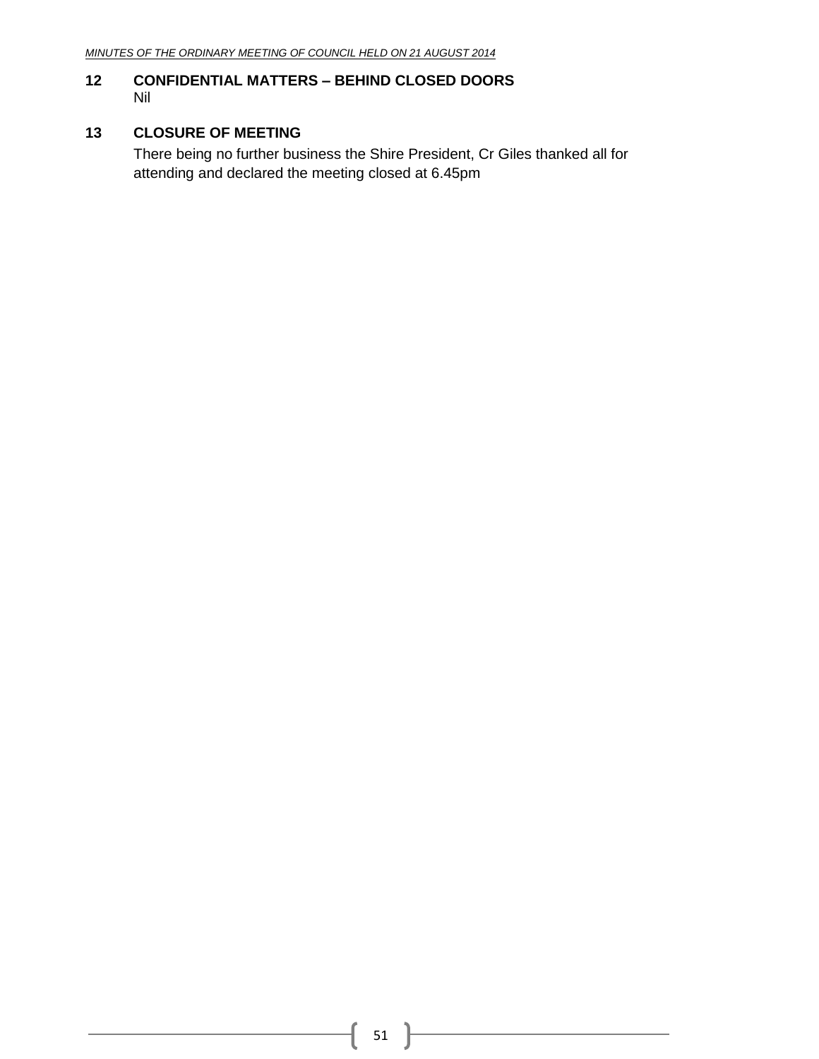## 12 CONFIDENTIAL MATTERS – BEHIND CLOSED DOORS

Nil

## 13 CLOSURE OF MEETING

There being no further business the Shire President, Cr Giles thanked all for attending and declared the meeting closed at 6.45pm